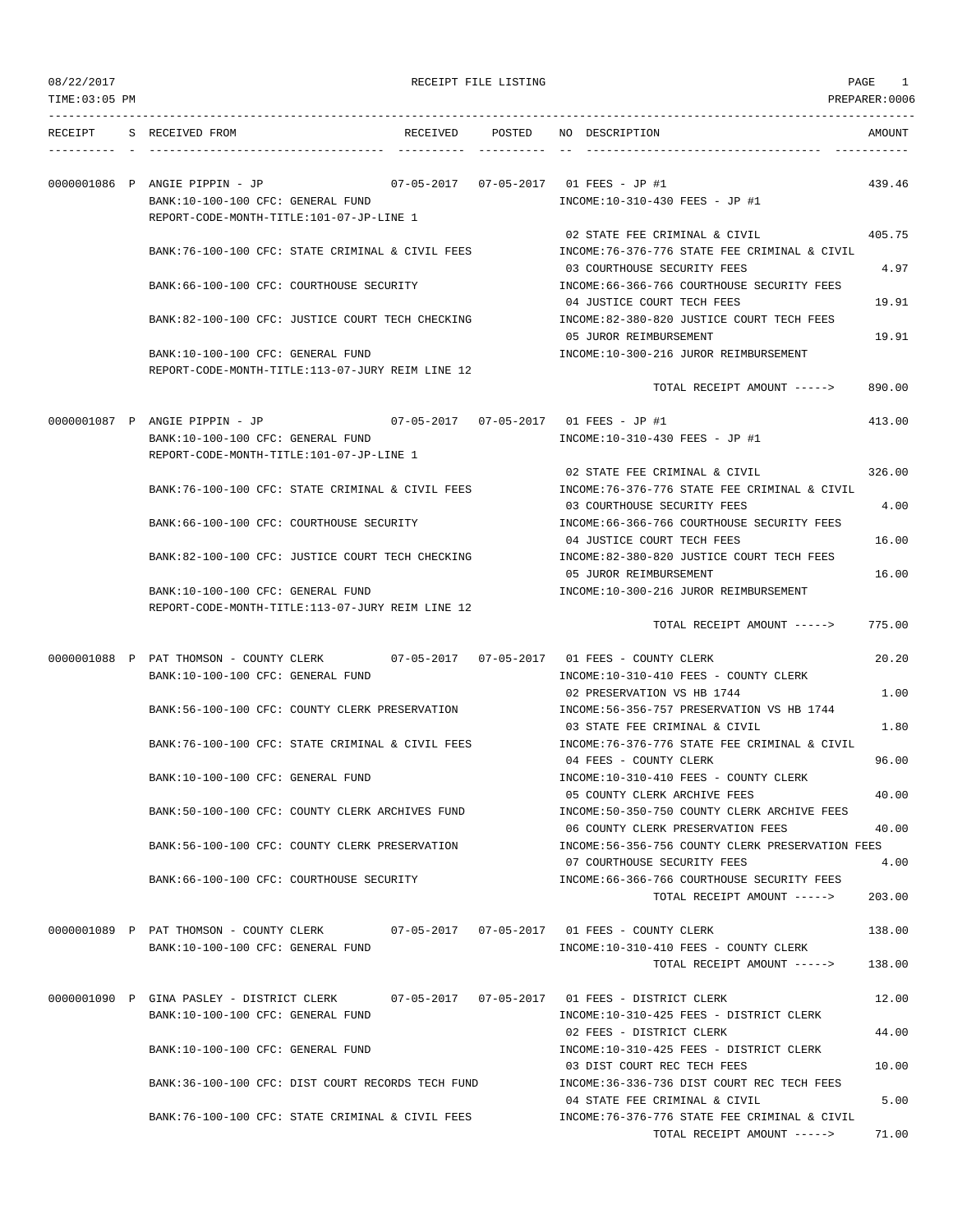08/22/2017 RECEIPT FILE LISTING PAGE 1
TIME:03:05 PM PREPARER:0006

| RECEIPT | S | RECEIVED FROM | RECEIVED | POSTED | NO | DESCRIPTION | AMOUNT |
|---|---|---|---|---|---|---|---|
| 0000001086 | P | ANGIE PIPPIN - JP | 07-05-2017 | 07-05-2017 | 01 | FEES - JP #1 | 439.46 |
| | | BANK:10-100-100 CFC: GENERAL FUND | | | | INCOME:10-310-430 FEES - JP #1 | |
| | | REPORT-CODE-MONTH-TITLE:101-07-JP-LINE 1 | | | | | |
| | | | | | 02 | STATE FEE CRIMINAL & CIVIL | 405.75 |
| | | BANK:76-100-100 CFC: STATE CRIMINAL & CIVIL FEES | | | | INCOME:76-376-776 STATE FEE CRIMINAL & CIVIL | |
| | | | | | 03 | COURTHOUSE SECURITY FEES | 4.97 |
| | | BANK:66-100-100 CFC: COURTHOUSE SECURITY | | | | INCOME:66-366-766 COURTHOUSE SECURITY FEES | |
| | | | | | 04 | JUSTICE COURT TECH FEES | 19.91 |
| | | BANK:82-100-100 CFC: JUSTICE COURT TECH CHECKING | | | | INCOME:82-380-820 JUSTICE COURT TECH FEES | |
| | | | | | 05 | JUROR REIMBURSEMENT | 19.91 |
| | | BANK:10-100-100 CFC: GENERAL FUND | | | | INCOME:10-300-216 JUROR REIMBURSEMENT | |
| | | REPORT-CODE-MONTH-TITLE:113-07-JURY REIM LINE 12 | | | | | |
| | | | | | | TOTAL RECEIPT AMOUNT -----> | 890.00 |
| 0000001087 | P | ANGIE PIPPIN - JP | 07-05-2017 | 07-05-2017 | 01 | FEES - JP #1 | 413.00 |
| | | BANK:10-100-100 CFC: GENERAL FUND | | | | INCOME:10-310-430 FEES - JP #1 | |
| | | REPORT-CODE-MONTH-TITLE:101-07-JP-LINE 1 | | | | | |
| | | | | | 02 | STATE FEE CRIMINAL & CIVIL | 326.00 |
| | | BANK:76-100-100 CFC: STATE CRIMINAL & CIVIL FEES | | | | INCOME:76-376-776 STATE FEE CRIMINAL & CIVIL | |
| | | | | | 03 | COURTHOUSE SECURITY FEES | 4.00 |
| | | BANK:66-100-100 CFC: COURTHOUSE SECURITY | | | | INCOME:66-366-766 COURTHOUSE SECURITY FEES | |
| | | | | | 04 | JUSTICE COURT TECH FEES | 16.00 |
| | | BANK:82-100-100 CFC: JUSTICE COURT TECH CHECKING | | | | INCOME:82-380-820 JUSTICE COURT TECH FEES | |
| | | | | | 05 | JUROR REIMBURSEMENT | 16.00 |
| | | BANK:10-100-100 CFC: GENERAL FUND | | | | INCOME:10-300-216 JUROR REIMBURSEMENT | |
| | | REPORT-CODE-MONTH-TITLE:113-07-JURY REIM LINE 12 | | | | | |
| | | | | | | TOTAL RECEIPT AMOUNT -----> | 775.00 |
| 0000001088 | P | PAT THOMSON - COUNTY CLERK | 07-05-2017 | 07-05-2017 | 01 | FEES - COUNTY CLERK | 20.20 |
| | | BANK:10-100-100 CFC: GENERAL FUND | | | | INCOME:10-310-410 FEES - COUNTY CLERK | |
| | | | | | 02 | PRESERVATION VS HB 1744 | 1.00 |
| | | BANK:56-100-100 CFC: COUNTY CLERK PRESERVATION | | | | INCOME:56-356-757 PRESERVATION VS HB 1744 | |
| | | | | | 03 | STATE FEE CRIMINAL & CIVIL | 1.80 |
| | | BANK:76-100-100 CFC: STATE CRIMINAL & CIVIL FEES | | | | INCOME:76-376-776 STATE FEE CRIMINAL & CIVIL | |
| | | | | | 04 | FEES - COUNTY CLERK | 96.00 |
| | | BANK:10-100-100 CFC: GENERAL FUND | | | | INCOME:10-310-410 FEES - COUNTY CLERK | |
| | | | | | 05 | COUNTY CLERK ARCHIVE FEES | 40.00 |
| | | BANK:50-100-100 CFC: COUNTY CLERK ARCHIVES FUND | | | | INCOME:50-350-750 COUNTY CLERK ARCHIVE FEES | |
| | | | | | 06 | COUNTY CLERK PRESERVATION FEES | 40.00 |
| | | BANK:56-100-100 CFC: COUNTY CLERK PRESERVATION | | | | INCOME:56-356-756 COUNTY CLERK PRESERVATION FEES | |
| | | | | | 07 | COURTHOUSE SECURITY FEES | 4.00 |
| | | BANK:66-100-100 CFC: COURTHOUSE SECURITY | | | | INCOME:66-366-766 COURTHOUSE SECURITY FEES | |
| | | | | | | TOTAL RECEIPT AMOUNT -----> | 203.00 |
| 0000001089 | P | PAT THOMSON - COUNTY CLERK | 07-05-2017 | 07-05-2017 | 01 | FEES - COUNTY CLERK | 138.00 |
| | | BANK:10-100-100 CFC: GENERAL FUND | | | | INCOME:10-310-410 FEES - COUNTY CLERK | |
| | | | | | | TOTAL RECEIPT AMOUNT -----> | 138.00 |
| 0000001090 | P | GINA PASLEY - DISTRICT CLERK | 07-05-2017 | 07-05-2017 | 01 | FEES - DISTRICT CLERK | 12.00 |
| | | BANK:10-100-100 CFC: GENERAL FUND | | | | INCOME:10-310-425 FEES - DISTRICT CLERK | |
| | | | | | 02 | FEES - DISTRICT CLERK | 44.00 |
| | | BANK:10-100-100 CFC: GENERAL FUND | | | | INCOME:10-310-425 FEES - DISTRICT CLERK | |
| | | | | | 03 | DIST COURT REC TECH FEES | 10.00 |
| | | BANK:36-100-100 CFC: DIST COURT RECORDS TECH FUND | | | | INCOME:36-336-736 DIST COURT REC TECH FEES | |
| | | | | | 04 | STATE FEE CRIMINAL & CIVIL | 5.00 |
| | | BANK:76-100-100 CFC: STATE CRIMINAL & CIVIL FEES | | | | INCOME:76-376-776 STATE FEE CRIMINAL & CIVIL | |
| | | | | | | TOTAL RECEIPT AMOUNT -----> | 71.00 |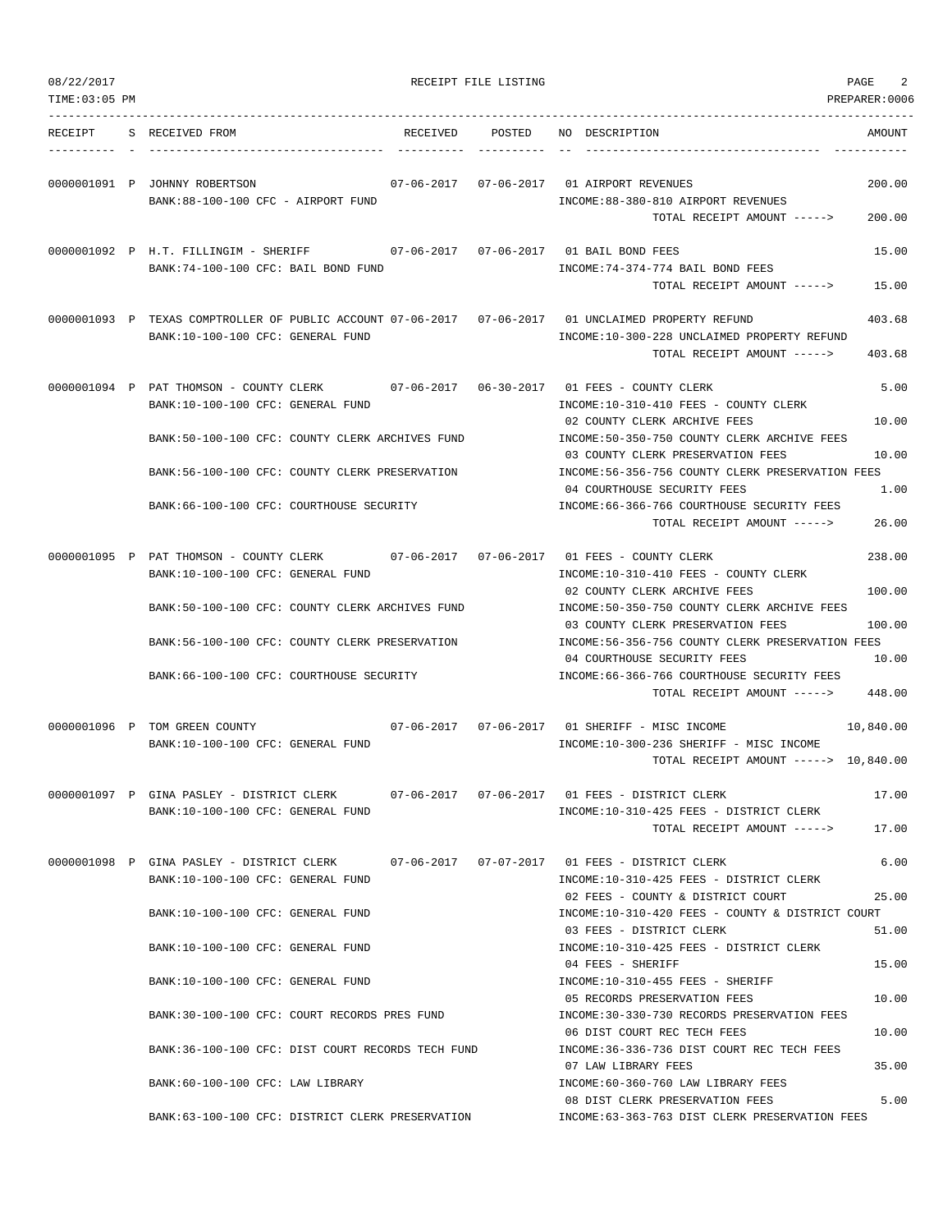08/22/2017 RECEIPT FILE LISTING
TIME:03:05 PM PREPARER:0006

| RECEIPT | S | RECEIVED FROM | RECEIVED | POSTED | NO | DESCRIPTION | AMOUNT |
|---|---|---|---|---|---|---|---|
| 0000001091 | P | JOHNNY ROBERTSON | 07-06-2017 | 07-06-2017 | 01 | AIRPORT REVENUES | 200.00 |
| | | BANK:88-100-100 CFC - AIRPORT FUND | | | | INCOME:88-380-810 AIRPORT REVENUES | |
| | | | | | | TOTAL RECEIPT AMOUNT -----> | 200.00 |
| 0000001092 | P | H.T. FILLINGIM - SHERIFF | 07-06-2017 | 07-06-2017 | 01 | BAIL BOND FEES | 15.00 |
| | | BANK:74-100-100 CFC: BAIL BOND FUND | | | | INCOME:74-374-774 BAIL BOND FEES | |
| | | | | | | TOTAL RECEIPT AMOUNT -----> | 15.00 |
| 0000001093 | P | TEXAS COMPTROLLER OF PUBLIC ACCOUNT | 07-06-2017 | 07-06-2017 | 01 | UNCLAIMED PROPERTY REFUND | 403.68 |
| | | BANK:10-100-100 CFC: GENERAL FUND | | | | INCOME:10-300-228 UNCLAIMED PROPERTY REFUND | |
| | | | | | | TOTAL RECEIPT AMOUNT -----> | 403.68 |
| 0000001094 | P | PAT THOMSON - COUNTY CLERK | 07-06-2017 | 06-30-2017 | 01 | FEES - COUNTY CLERK | 5.00 |
| | | BANK:10-100-100 CFC: GENERAL FUND | | | | INCOME:10-310-410 FEES - COUNTY CLERK | |
| | | | | | 02 | COUNTY CLERK ARCHIVE FEES | 10.00 |
| | | BANK:50-100-100 CFC: COUNTY CLERK ARCHIVES FUND | | | | INCOME:50-350-750 COUNTY CLERK ARCHIVE FEES | |
| | | | | | 03 | COUNTY CLERK PRESERVATION FEES | 10.00 |
| | | BANK:56-100-100 CFC: COUNTY CLERK PRESERVATION | | | | INCOME:56-356-756 COUNTY CLERK PRESERVATION FEES | |
| | | | | | 04 | COURTHOUSE SECURITY FEES | 1.00 |
| | | BANK:66-100-100 CFC: COURTHOUSE SECURITY | | | | INCOME:66-366-766 COURTHOUSE SECURITY FEES | |
| | | | | | | TOTAL RECEIPT AMOUNT -----> | 26.00 |
| 0000001095 | P | PAT THOMSON - COUNTY CLERK | 07-06-2017 | 07-06-2017 | 01 | FEES - COUNTY CLERK | 238.00 |
| | | BANK:10-100-100 CFC: GENERAL FUND | | | | INCOME:10-310-410 FEES - COUNTY CLERK | |
| | | | | | 02 | COUNTY CLERK ARCHIVE FEES | 100.00 |
| | | BANK:50-100-100 CFC: COUNTY CLERK ARCHIVES FUND | | | | INCOME:50-350-750 COUNTY CLERK ARCHIVE FEES | |
| | | | | | 03 | COUNTY CLERK PRESERVATION FEES | 100.00 |
| | | BANK:56-100-100 CFC: COUNTY CLERK PRESERVATION | | | | INCOME:56-356-756 COUNTY CLERK PRESERVATION FEES | |
| | | | | | 04 | COURTHOUSE SECURITY FEES | 10.00 |
| | | BANK:66-100-100 CFC: COURTHOUSE SECURITY | | | | INCOME:66-366-766 COURTHOUSE SECURITY FEES | |
| | | | | | | TOTAL RECEIPT AMOUNT -----> | 448.00 |
| 0000001096 | P | TOM GREEN COUNTY | 07-06-2017 | 07-06-2017 | 01 | SHERIFF - MISC INCOME | 10,840.00 |
| | | BANK:10-100-100 CFC: GENERAL FUND | | | | INCOME:10-300-236 SHERIFF - MISC INCOME | |
| | | | | | | TOTAL RECEIPT AMOUNT -----> | 10,840.00 |
| 0000001097 | P | GINA PASLEY - DISTRICT CLERK | 07-06-2017 | 07-06-2017 | 01 | FEES - DISTRICT CLERK | 17.00 |
| | | BANK:10-100-100 CFC: GENERAL FUND | | | | INCOME:10-310-425 FEES - DISTRICT CLERK | |
| | | | | | | TOTAL RECEIPT AMOUNT -----> | 17.00 |
| 0000001098 | P | GINA PASLEY - DISTRICT CLERK | 07-06-2017 | 07-07-2017 | 01 | FEES - DISTRICT CLERK | 6.00 |
| | | BANK:10-100-100 CFC: GENERAL FUND | | | | INCOME:10-310-425 FEES - DISTRICT CLERK | |
| | | | | | 02 | FEES - COUNTY & DISTRICT COURT | 25.00 |
| | | BANK:10-100-100 CFC: GENERAL FUND | | | | INCOME:10-310-420 FEES - COUNTY & DISTRICT COURT | |
| | | | | | 03 | FEES - DISTRICT CLERK | 51.00 |
| | | BANK:10-100-100 CFC: GENERAL FUND | | | | INCOME:10-310-425 FEES - DISTRICT CLERK | |
| | | | | | 04 | FEES - SHERIFF | 15.00 |
| | | BANK:10-100-100 CFC: GENERAL FUND | | | | INCOME:10-310-455 FEES - SHERIFF | |
| | | | | | 05 | RECORDS PRESERVATION FEES | 10.00 |
| | | BANK:30-100-100 CFC: COURT RECORDS PRES FUND | | | | INCOME:30-330-730 RECORDS PRESERVATION FEES | |
| | | | | | 06 | DIST COURT REC TECH FEES | 10.00 |
| | | BANK:36-100-100 CFC: DIST COURT RECORDS TECH FUND | | | | INCOME:36-336-736 DIST COURT REC TECH FEES | |
| | | | | | 07 | LAW LIBRARY FEES | 35.00 |
| | | BANK:60-100-100 CFC: LAW LIBRARY | | | | INCOME:60-360-760 LAW LIBRARY FEES | |
| | | | | | 08 | DIST CLERK PRESERVATION FEES | 5.00 |
| | | BANK:63-100-100 CFC: DISTRICT CLERK PRESERVATION | | | | INCOME:63-363-763 DIST CLERK PRESERVATION FEES | |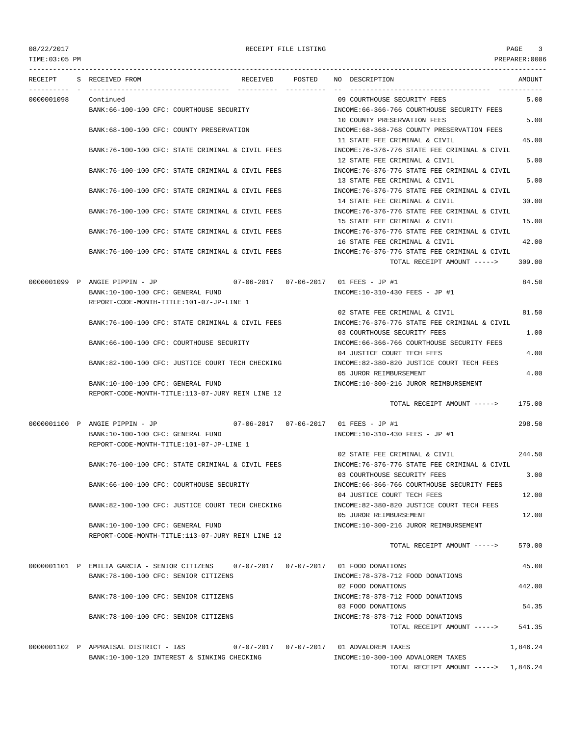RECEIPT FILE LISTING

TIME:03:05 PM PREPARER:0006

| RECEIPT | S | RECEIVED FROM | RECEIVED | POSTED | NO | DESCRIPTION | AMOUNT |
|---|---|---|---|---|---|---|---|
| 0000001098 | | Continued | | | 09 | COURTHOUSE SECURITY FEES | 5.00 |
| | | BANK:66-100-100 CFC: COURTHOUSE SECURITY | | | | INCOME:66-366-766 COURTHOUSE SECURITY FEES | |
| | | | | | 10 | COUNTY PRESERVATION FEES | 5.00 |
| | | BANK:68-100-100 CFC: COUNTY PRESERVATION | | | | INCOME:68-368-768 COUNTY PRESERVATION FEES | |
| | | | | | 11 | STATE FEE CRIMINAL & CIVIL | 45.00 |
| | | BANK:76-100-100 CFC: STATE CRIMINAL & CIVIL FEES | | | | INCOME:76-376-776 STATE FEE CRIMINAL & CIVIL | |
| | | | | | 12 | STATE FEE CRIMINAL & CIVIL | 5.00 |
| | | BANK:76-100-100 CFC: STATE CRIMINAL & CIVIL FEES | | | | INCOME:76-376-776 STATE FEE CRIMINAL & CIVIL | |
| | | | | | 13 | STATE FEE CRIMINAL & CIVIL | 5.00 |
| | | BANK:76-100-100 CFC: STATE CRIMINAL & CIVIL FEES | | | | INCOME:76-376-776 STATE FEE CRIMINAL & CIVIL | |
| | | | | | 14 | STATE FEE CRIMINAL & CIVIL | 30.00 |
| | | BANK:76-100-100 CFC: STATE CRIMINAL & CIVIL FEES | | | | INCOME:76-376-776 STATE FEE CRIMINAL & CIVIL | |
| | | | | | 15 | STATE FEE CRIMINAL & CIVIL | 15.00 |
| | | BANK:76-100-100 CFC: STATE CRIMINAL & CIVIL FEES | | | | INCOME:76-376-776 STATE FEE CRIMINAL & CIVIL | |
| | | | | | 16 | STATE FEE CRIMINAL & CIVIL | 42.00 |
| | | BANK:76-100-100 CFC: STATE CRIMINAL & CIVIL FEES | | | | INCOME:76-376-776 STATE FEE CRIMINAL & CIVIL | |
| | | | | | | TOTAL RECEIPT AMOUNT -----> | 309.00 |
| 0000001099 | P | ANGIE PIPPIN - JP | 07-06-2017 | 07-06-2017 | 01 | FEES - JP #1 | 84.50 |
| | | BANK:10-100-100 CFC: GENERAL FUND | | | | INCOME:10-310-430 FEES - JP #1 | |
| | | REPORT-CODE-MONTH-TITLE:101-07-JP-LINE 1 | | | | | |
| | | | | | 02 | STATE FEE CRIMINAL & CIVIL | 81.50 |
| | | BANK:76-100-100 CFC: STATE CRIMINAL & CIVIL FEES | | | | INCOME:76-376-776 STATE FEE CRIMINAL & CIVIL | |
| | | | | | 03 | COURTHOUSE SECURITY FEES | 1.00 |
| | | BANK:66-100-100 CFC: COURTHOUSE SECURITY | | | | INCOME:66-366-766 COURTHOUSE SECURITY FEES | |
| | | | | | 04 | JUSTICE COURT TECH FEES | 4.00 |
| | | BANK:82-100-100 CFC: JUSTICE COURT TECH CHECKING | | | | INCOME:82-380-820 JUSTICE COURT TECH FEES | |
| | | | | | 05 | JUROR REIMBURSEMENT | 4.00 |
| | | BANK:10-100-100 CFC: GENERAL FUND | | | | INCOME:10-300-216 JUROR REIMBURSEMENT | |
| | | REPORT-CODE-MONTH-TITLE:113-07-JURY REIM LINE 12 | | | | | |
| | | | | | | TOTAL RECEIPT AMOUNT -----> | 175.00 |
| 0000001100 | P | ANGIE PIPPIN - JP | 07-06-2017 | 07-06-2017 | 01 | FEES - JP #1 | 298.50 |
| | | BANK:10-100-100 CFC: GENERAL FUND | | | | INCOME:10-310-430 FEES - JP #1 | |
| | | REPORT-CODE-MONTH-TITLE:101-07-JP-LINE 1 | | | | | |
| | | | | | 02 | STATE FEE CRIMINAL & CIVIL | 244.50 |
| | | BANK:76-100-100 CFC: STATE CRIMINAL & CIVIL FEES | | | | INCOME:76-376-776 STATE FEE CRIMINAL & CIVIL | |
| | | | | | 03 | COURTHOUSE SECURITY FEES | 3.00 |
| | | BANK:66-100-100 CFC: COURTHOUSE SECURITY | | | | INCOME:66-366-766 COURTHOUSE SECURITY FEES | |
| | | | | | 04 | JUSTICE COURT TECH FEES | 12.00 |
| | | BANK:82-100-100 CFC: JUSTICE COURT TECH CHECKING | | | | INCOME:82-380-820 JUSTICE COURT TECH FEES | |
| | | | | | 05 | JUROR REIMBURSEMENT | 12.00 |
| | | BANK:10-100-100 CFC: GENERAL FUND | | | | INCOME:10-300-216 JUROR REIMBURSEMENT | |
| | | REPORT-CODE-MONTH-TITLE:113-07-JURY REIM LINE 12 | | | | | |
| | | | | | | TOTAL RECEIPT AMOUNT -----> | 570.00 |
| 0000001101 | P | EMILIA GARCIA - SENIOR CITIZENS | 07-07-2017 | 07-07-2017 | 01 | FOOD DONATIONS | 45.00 |
| | | BANK:78-100-100 CFC: SENIOR CITIZENS | | | | INCOME:78-378-712 FOOD DONATIONS | |
| | | | | | 02 | FOOD DONATIONS | 442.00 |
| | | BANK:78-100-100 CFC: SENIOR CITIZENS | | | | INCOME:78-378-712 FOOD DONATIONS | |
| | | | | | 03 | FOOD DONATIONS | 54.35 |
| | | BANK:78-100-100 CFC: SENIOR CITIZENS | | | | INCOME:78-378-712 FOOD DONATIONS | |
| | | | | | | TOTAL RECEIPT AMOUNT -----> | 541.35 |
| 0000001102 | P | APPRAISAL DISTRICT - I&S | 07-07-2017 | 07-07-2017 | 01 | ADVALOREM TAXES | 1,846.24 |
| | | BANK:10-100-120 INTEREST & SINKING CHECKING | | | | INCOME:10-300-100 ADVALOREM TAXES | |
| | | | | | | TOTAL RECEIPT AMOUNT -----> | 1,846.24 |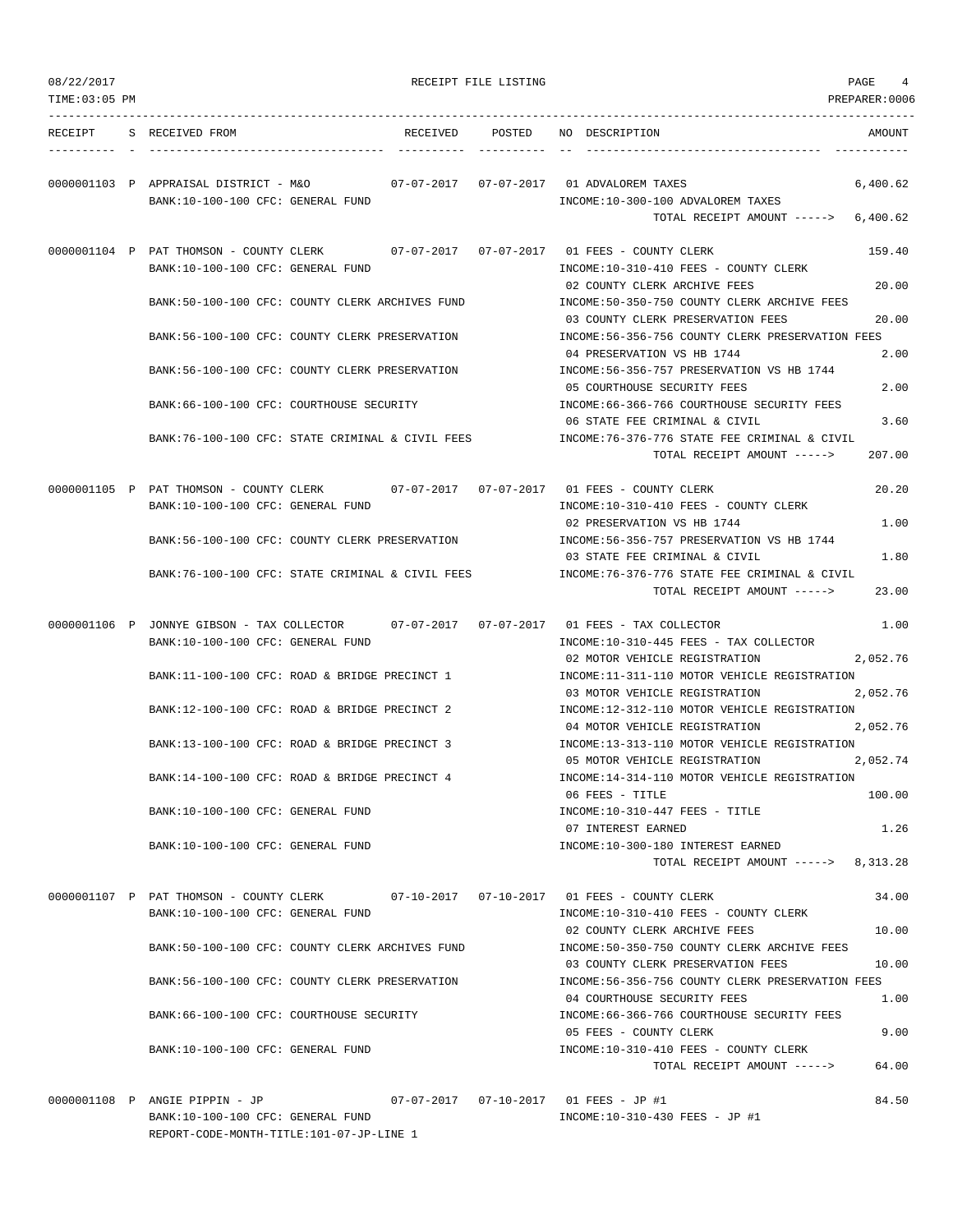RECEIPT FILE LISTING

| RECEIPT | S | RECEIVED FROM | RECEIVED | POSTED | NO | DESCRIPTION | AMOUNT |
|---|---|---|---|---|---|---|---|
| 0000001103 | P | APPRAISAL DISTRICT - M&O | 07-07-2017 | 07-07-2017 | 01 | ADVALOREM TAXES | 6,400.62 |
| | | BANK:10-100-100 CFC: GENERAL FUND | | | | INCOME:10-300-100 ADVALOREM TAXES | |
| | | | | | | TOTAL RECEIPT AMOUNT -----> | 6,400.62 |
| 0000001104 | P | PAT THOMSON - COUNTY CLERK | 07-07-2017 | 07-07-2017 | 01 | FEES - COUNTY CLERK | 159.40 |
| | | BANK:10-100-100 CFC: GENERAL FUND | | | | INCOME:10-310-410 FEES - COUNTY CLERK | |
| | | | | | 02 | COUNTY CLERK ARCHIVE FEES | 20.00 |
| | | BANK:50-100-100 CFC: COUNTY CLERK ARCHIVES FUND | | | | INCOME:50-350-750 COUNTY CLERK ARCHIVE FEES | |
| | | | | | 03 | COUNTY CLERK PRESERVATION FEES | 20.00 |
| | | BANK:56-100-100 CFC: COUNTY CLERK PRESERVATION | | | | INCOME:56-356-756 COUNTY CLERK PRESERVATION FEES | |
| | | | | | 04 | PRESERVATION VS HB 1744 | 2.00 |
| | | BANK:56-100-100 CFC: COUNTY CLERK PRESERVATION | | | | INCOME:56-356-757 PRESERVATION VS HB 1744 | |
| | | | | | 05 | COURTHOUSE SECURITY FEES | 2.00 |
| | | BANK:66-100-100 CFC: COURTHOUSE SECURITY | | | | INCOME:66-366-766 COURTHOUSE SECURITY FEES | |
| | | | | | 06 | STATE FEE CRIMINAL & CIVIL | 3.60 |
| | | BANK:76-100-100 CFC: STATE CRIMINAL & CIVIL FEES | | | | INCOME:76-376-776 STATE FEE CRIMINAL & CIVIL | |
| | | | | | | TOTAL RECEIPT AMOUNT -----> | 207.00 |
| 0000001105 | P | PAT THOMSON - COUNTY CLERK | 07-07-2017 | 07-07-2017 | 01 | FEES - COUNTY CLERK | 20.20 |
| | | BANK:10-100-100 CFC: GENERAL FUND | | | | INCOME:10-310-410 FEES - COUNTY CLERK | |
| | | | | | 02 | PRESERVATION VS HB 1744 | 1.00 |
| | | BANK:56-100-100 CFC: COUNTY CLERK PRESERVATION | | | | INCOME:56-356-757 PRESERVATION VS HB 1744 | |
| | | | | | 03 | STATE FEE CRIMINAL & CIVIL | 1.80 |
| | | BANK:76-100-100 CFC: STATE CRIMINAL & CIVIL FEES | | | | INCOME:76-376-776 STATE FEE CRIMINAL & CIVIL | |
| | | | | | | TOTAL RECEIPT AMOUNT -----> | 23.00 |
| 0000001106 | P | JONNYE GIBSON - TAX COLLECTOR | 07-07-2017 | 07-07-2017 | 01 | FEES - TAX COLLECTOR | 1.00 |
| | | BANK:10-100-100 CFC: GENERAL FUND | | | | INCOME:10-310-445 FEES - TAX COLLECTOR | |
| | | | | | 02 | MOTOR VEHICLE REGISTRATION | 2,052.76 |
| | | BANK:11-100-100 CFC: ROAD & BRIDGE PRECINCT 1 | | | | INCOME:11-311-110 MOTOR VEHICLE REGISTRATION | |
| | | | | | 03 | MOTOR VEHICLE REGISTRATION | 2,052.76 |
| | | BANK:12-100-100 CFC: ROAD & BRIDGE PRECINCT 2 | | | | INCOME:12-312-110 MOTOR VEHICLE REGISTRATION | |
| | | | | | 04 | MOTOR VEHICLE REGISTRATION | 2,052.76 |
| | | BANK:13-100-100 CFC: ROAD & BRIDGE PRECINCT 3 | | | | INCOME:13-313-110 MOTOR VEHICLE REGISTRATION | |
| | | | | | 05 | MOTOR VEHICLE REGISTRATION | 2,052.74 |
| | | BANK:14-100-100 CFC: ROAD & BRIDGE PRECINCT 4 | | | | INCOME:14-314-110 MOTOR VEHICLE REGISTRATION | |
| | | | | | 06 | FEES - TITLE | 100.00 |
| | | BANK:10-100-100 CFC: GENERAL FUND | | | | INCOME:10-310-447 FEES - TITLE | |
| | | | | | 07 | INTEREST EARNED | 1.26 |
| | | BANK:10-100-100 CFC: GENERAL FUND | | | | INCOME:10-300-180 INTEREST EARNED | |
| | | | | | | TOTAL RECEIPT AMOUNT -----> | 8,313.28 |
| 0000001107 | P | PAT THOMSON - COUNTY CLERK | 07-10-2017 | 07-10-2017 | 01 | FEES - COUNTY CLERK | 34.00 |
| | | BANK:10-100-100 CFC: GENERAL FUND | | | | INCOME:10-310-410 FEES - COUNTY CLERK | |
| | | | | | 02 | COUNTY CLERK ARCHIVE FEES | 10.00 |
| | | BANK:50-100-100 CFC: COUNTY CLERK ARCHIVES FUND | | | | INCOME:50-350-750 COUNTY CLERK ARCHIVE FEES | |
| | | | | | 03 | COUNTY CLERK PRESERVATION FEES | 10.00 |
| | | BANK:56-100-100 CFC: COUNTY CLERK PRESERVATION | | | | INCOME:56-356-756 COUNTY CLERK PRESERVATION FEES | |
| | | | | | 04 | COURTHOUSE SECURITY FEES | 1.00 |
| | | BANK:66-100-100 CFC: COURTHOUSE SECURITY | | | | INCOME:66-366-766 COURTHOUSE SECURITY FEES | |
| | | | | | 05 | FEES - COUNTY CLERK | 9.00 |
| | | BANK:10-100-100 CFC: GENERAL FUND | | | | INCOME:10-310-410 FEES - COUNTY CLERK | |
| | | | | | | TOTAL RECEIPT AMOUNT -----> | 64.00 |
| 0000001108 | P | ANGIE PIPPIN - JP | 07-07-2017 | 07-10-2017 | 01 | FEES - JP #1 | 84.50 |
| | | BANK:10-100-100 CFC: GENERAL FUND | | | | INCOME:10-310-430 FEES - JP #1 | |
| | | REPORT-CODE-MONTH-TITLE:101-07-JP-LINE 1 | | | | | |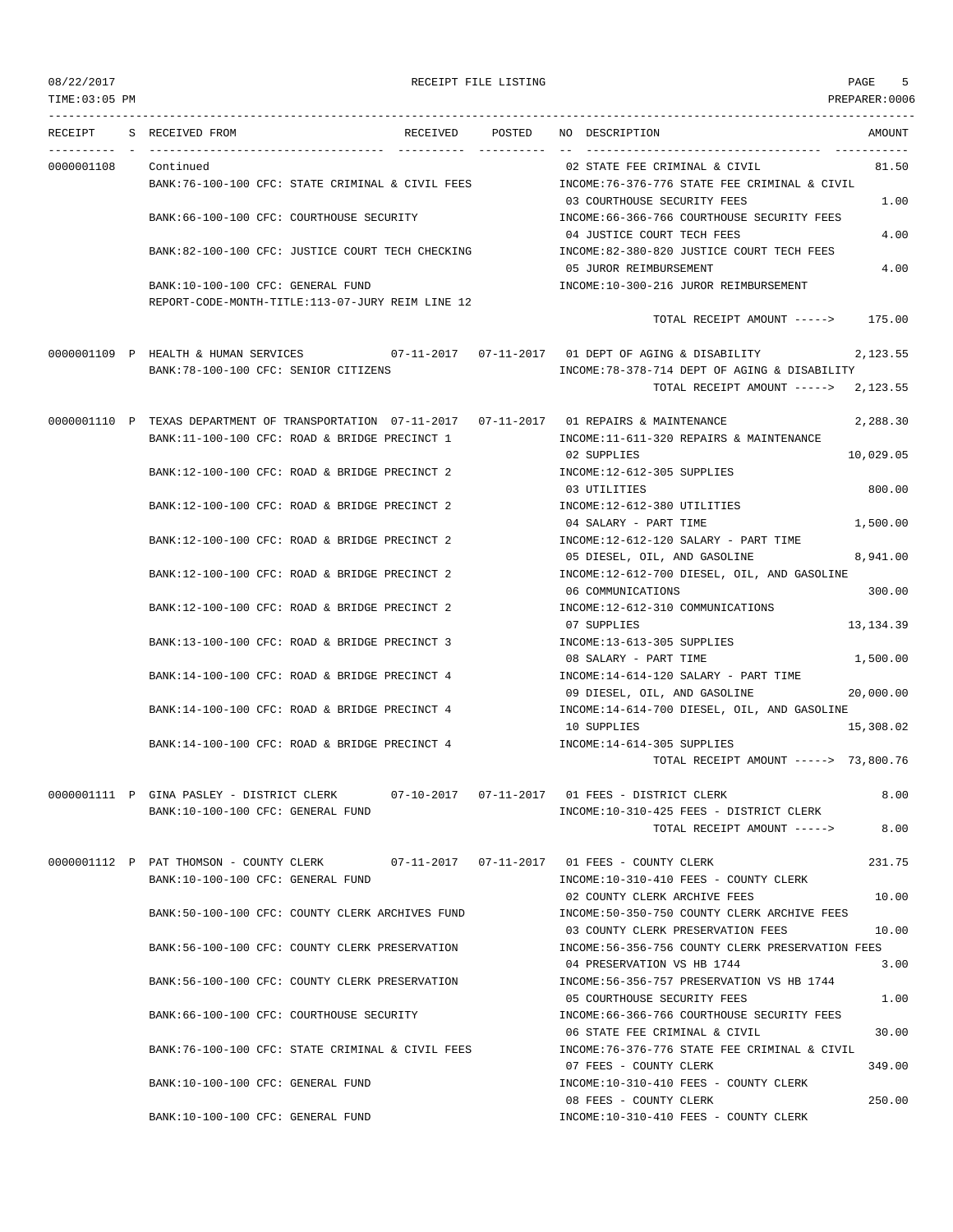RECEIPT FILE LISTING

| RECEIPT | S | RECEIVED FROM | RECEIVED | POSTED | NO DESCRIPTION | AMOUNT |
|---|---|---|---|---|---|---|
| 0000001108 | | Continued | | | 02 STATE FEE CRIMINAL & CIVIL | 81.50 |
| | | BANK:76-100-100 CFC: STATE CRIMINAL & CIVIL FEES | | | INCOME:76-376-776 STATE FEE CRIMINAL & CIVIL | |
| | | | | | 03 COURTHOUSE SECURITY FEES | 1.00 |
| | | BANK:66-100-100 CFC: COURTHOUSE SECURITY | | | INCOME:66-366-766 COURTHOUSE SECURITY FEES | |
| | | | | | 04 JUSTICE COURT TECH FEES | 4.00 |
| | | BANK:82-100-100 CFC: JUSTICE COURT TECH CHECKING | | | INCOME:82-380-820 JUSTICE COURT TECH FEES | |
| | | | | | 05 JUROR REIMBURSEMENT | 4.00 |
| | | BANK:10-100-100 CFC: GENERAL FUND | | | INCOME:10-300-216 JUROR REIMBURSEMENT | |
| | | REPORT-CODE-MONTH-TITLE:113-07-JURY REIM LINE 12 | | | | |
| | | | | | TOTAL RECEIPT AMOUNT -----> | 175.00 |
| 0000001109 | P | HEALTH & HUMAN SERVICES | 07-11-2017 | 07-11-2017 | 01 DEPT OF AGING & DISABILITY | 2,123.55 |
| | | BANK:78-100-100 CFC: SENIOR CITIZENS | | | INCOME:78-378-714 DEPT OF AGING & DISABILITY | |
| | | | | | TOTAL RECEIPT AMOUNT -----> | 2,123.55 |
| 0000001110 | P | TEXAS DEPARTMENT OF TRANSPORTATION | 07-11-2017 | 07-11-2017 | 01 REPAIRS & MAINTENANCE | 2,288.30 |
| | | BANK:11-100-100 CFC: ROAD & BRIDGE PRECINCT 1 | | | INCOME:11-611-320 REPAIRS & MAINTENANCE | |
| | | | | | 02 SUPPLIES | 10,029.05 |
| | | BANK:12-100-100 CFC: ROAD & BRIDGE PRECINCT 2 | | | INCOME:12-612-305 SUPPLIES | |
| | | | | | 03 UTILITIES | 800.00 |
| | | BANK:12-100-100 CFC: ROAD & BRIDGE PRECINCT 2 | | | INCOME:12-612-380 UTILITIES | |
| | | | | | 04 SALARY - PART TIME | 1,500.00 |
| | | BANK:12-100-100 CFC: ROAD & BRIDGE PRECINCT 2 | | | INCOME:12-612-120 SALARY - PART TIME | |
| | | | | | 05 DIESEL, OIL, AND GASOLINE | 8,941.00 |
| | | BANK:12-100-100 CFC: ROAD & BRIDGE PRECINCT 2 | | | INCOME:12-612-700 DIESEL, OIL, AND GASOLINE | |
| | | | | | 06 COMMUNICATIONS | 300.00 |
| | | BANK:12-100-100 CFC: ROAD & BRIDGE PRECINCT 2 | | | INCOME:12-612-310 COMMUNICATIONS | |
| | | | | | 07 SUPPLIES | 13,134.39 |
| | | BANK:13-100-100 CFC: ROAD & BRIDGE PRECINCT 3 | | | INCOME:13-613-305 SUPPLIES | |
| | | | | | 08 SALARY - PART TIME | 1,500.00 |
| | | BANK:14-100-100 CFC: ROAD & BRIDGE PRECINCT 4 | | | INCOME:14-614-120 SALARY - PART TIME | |
| | | | | | 09 DIESEL, OIL, AND GASOLINE | 20,000.00 |
| | | BANK:14-100-100 CFC: ROAD & BRIDGE PRECINCT 4 | | | INCOME:14-614-700 DIESEL, OIL, AND GASOLINE | |
| | | | | | 10 SUPPLIES | 15,308.02 |
| | | BANK:14-100-100 CFC: ROAD & BRIDGE PRECINCT 4 | | | INCOME:14-614-305 SUPPLIES | |
| | | | | | TOTAL RECEIPT AMOUNT -----> | 73,800.76 |
| 0000001111 | P | GINA PASLEY - DISTRICT CLERK | 07-10-2017 | 07-11-2017 | 01 FEES - DISTRICT CLERK | 8.00 |
| | | BANK:10-100-100 CFC: GENERAL FUND | | | INCOME:10-310-425 FEES - DISTRICT CLERK | |
| | | | | | TOTAL RECEIPT AMOUNT -----> | 8.00 |
| 0000001112 | P | PAT THOMSON - COUNTY CLERK | 07-11-2017 | 07-11-2017 | 01 FEES - COUNTY CLERK | 231.75 |
| | | BANK:10-100-100 CFC: GENERAL FUND | | | INCOME:10-310-410 FEES - COUNTY CLERK | |
| | | | | | 02 COUNTY CLERK ARCHIVE FEES | 10.00 |
| | | BANK:50-100-100 CFC: COUNTY CLERK ARCHIVES FUND | | | INCOME:50-350-750 COUNTY CLERK ARCHIVE FEES | |
| | | | | | 03 COUNTY CLERK PRESERVATION FEES | 10.00 |
| | | BANK:56-100-100 CFC: COUNTY CLERK PRESERVATION | | | INCOME:56-356-756 COUNTY CLERK PRESERVATION FEES | |
| | | | | | 04 PRESERVATION VS HB 1744 | 3.00 |
| | | BANK:56-100-100 CFC: COUNTY CLERK PRESERVATION | | | INCOME:56-356-757 PRESERVATION VS HB 1744 | |
| | | | | | 05 COURTHOUSE SECURITY FEES | 1.00 |
| | | BANK:66-100-100 CFC: COURTHOUSE SECURITY | | | INCOME:66-366-766 COURTHOUSE SECURITY FEES | |
| | | | | | 06 STATE FEE CRIMINAL & CIVIL | 30.00 |
| | | BANK:76-100-100 CFC: STATE CRIMINAL & CIVIL FEES | | | INCOME:76-376-776 STATE FEE CRIMINAL & CIVIL | |
| | | | | | 07 FEES - COUNTY CLERK | 349.00 |
| | | BANK:10-100-100 CFC: GENERAL FUND | | | INCOME:10-310-410 FEES - COUNTY CLERK | |
| | | | | | 08 FEES - COUNTY CLERK | 250.00 |
| | | BANK:10-100-100 CFC: GENERAL FUND | | | INCOME:10-310-410 FEES - COUNTY CLERK | |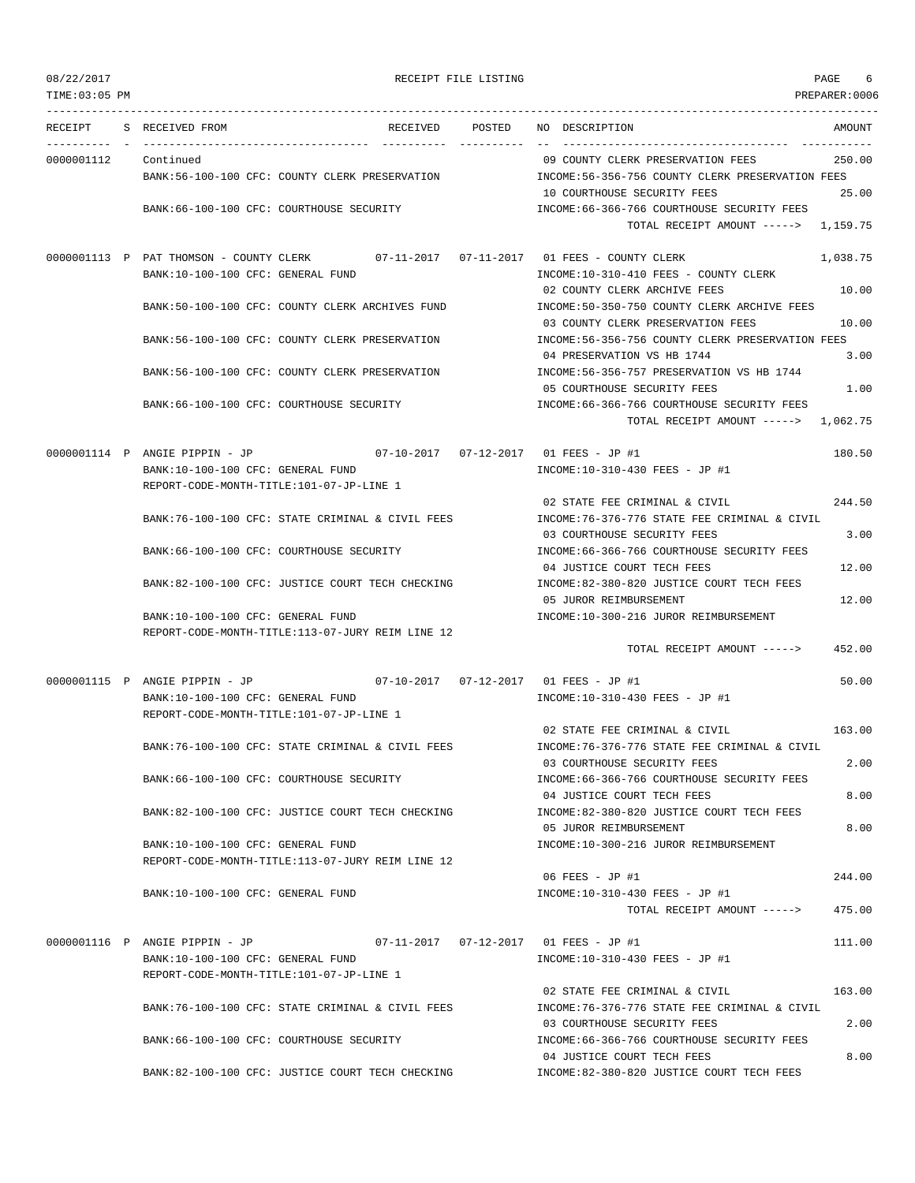08/22/2017 RECEIPT FILE LISTING PAGE 6
TIME:03:05 PM PREPARER:0006

```
RECEIPT    S RECEIVED FROM                       RECEIVED   POSTED     NO DESCRIPTION                               AMOUNT
---------- - ----------------------------------- ---------- ---------- -- ----------------------------------- -----------
0000001112   Continued                                                 09 COUNTY CLERK PRESERVATION FEES           250.00
             BANK:56-100-100 CFC: COUNTY CLERK PRESERVATION            INCOME:56-356-756 COUNTY CLERK PRESERVATION FEES
                                                                       10 COURTHOUSE SECURITY FEES                  25.00
             BANK:66-100-100 CFC: COURTHOUSE SECURITY                  INCOME:66-366-766 COURTHOUSE SECURITY FEES
                                                                          TOTAL RECEIPT AMOUNT ----->  1,159.75

0000001113 P PAT THOMSON - COUNTY CLERK          07-11-2017 07-11-2017 01 FEES - COUNTY CLERK                    1,038.75
             BANK:10-100-100 CFC: GENERAL FUND                         INCOME:10-310-410 FEES - COUNTY CLERK
                                                                       02 COUNTY CLERK ARCHIVE FEES                 10.00
             BANK:50-100-100 CFC: COUNTY CLERK ARCHIVES FUND           INCOME:50-350-750 COUNTY CLERK ARCHIVE FEES
                                                                       03 COUNTY CLERK PRESERVATION FEES            10.00
             BANK:56-100-100 CFC: COUNTY CLERK PRESERVATION            INCOME:56-356-756 COUNTY CLERK PRESERVATION FEES
                                                                       04 PRESERVATION VS HB 1744                    3.00
             BANK:56-100-100 CFC: COUNTY CLERK PRESERVATION            INCOME:56-356-757 PRESERVATION VS HB 1744
                                                                       05 COURTHOUSE SECURITY FEES                   1.00
             BANK:66-100-100 CFC: COURTHOUSE SECURITY                  INCOME:66-366-766 COURTHOUSE SECURITY FEES
                                                                          TOTAL RECEIPT AMOUNT ----->  1,062.75

0000001114 P ANGIE PIPPIN - JP                   07-10-2017 07-12-2017 01 FEES - JP #1                             180.50
             BANK:10-100-100 CFC: GENERAL FUND                         INCOME:10-310-430 FEES - JP #1
             REPORT-CODE-MONTH-TITLE:101-07-JP-LINE 1
                                                                       02 STATE FEE CRIMINAL & CIVIL               244.50
             BANK:76-100-100 CFC: STATE CRIMINAL & CIVIL FEES          INCOME:76-376-776 STATE FEE CRIMINAL & CIVIL
                                                                       03 COURTHOUSE SECURITY FEES                   3.00
             BANK:66-100-100 CFC: COURTHOUSE SECURITY                  INCOME:66-366-766 COURTHOUSE SECURITY FEES
                                                                       04 JUSTICE COURT TECH FEES                   12.00
             BANK:82-100-100 CFC: JUSTICE COURT TECH CHECKING          INCOME:82-380-820 JUSTICE COURT TECH FEES
                                                                       05 JUROR REIMBURSEMENT                       12.00
             BANK:10-100-100 CFC: GENERAL FUND                         INCOME:10-300-216 JUROR REIMBURSEMENT
             REPORT-CODE-MONTH-TITLE:113-07-JURY REIM LINE 12
                                                                          TOTAL RECEIPT AMOUNT ----->    452.00

0000001115 P ANGIE PIPPIN - JP                   07-10-2017 07-12-2017 01 FEES - JP #1                              50.00
             BANK:10-100-100 CFC: GENERAL FUND                         INCOME:10-310-430 FEES - JP #1
             REPORT-CODE-MONTH-TITLE:101-07-JP-LINE 1
                                                                       02 STATE FEE CRIMINAL & CIVIL               163.00
             BANK:76-100-100 CFC: STATE CRIMINAL & CIVIL FEES          INCOME:76-376-776 STATE FEE CRIMINAL & CIVIL
                                                                       03 COURTHOUSE SECURITY FEES                   2.00
             BANK:66-100-100 CFC: COURTHOUSE SECURITY                  INCOME:66-366-766 COURTHOUSE SECURITY FEES
                                                                       04 JUSTICE COURT TECH FEES                    8.00
             BANK:82-100-100 CFC: JUSTICE COURT TECH CHECKING          INCOME:82-380-820 JUSTICE COURT TECH FEES
                                                                       05 JUROR REIMBURSEMENT                        8.00
             BANK:10-100-100 CFC: GENERAL FUND                         INCOME:10-300-216 JUROR REIMBURSEMENT
             REPORT-CODE-MONTH-TITLE:113-07-JURY REIM LINE 12
                                                                       06 FEES - JP #1                             244.00
             BANK:10-100-100 CFC: GENERAL FUND                         INCOME:10-310-430 FEES - JP #1
                                                                          TOTAL RECEIPT AMOUNT ----->    475.00

0000001116 P ANGIE PIPPIN - JP                   07-11-2017 07-12-2017 01 FEES - JP #1                             111.00
             BANK:10-100-100 CFC: GENERAL FUND                         INCOME:10-310-430 FEES - JP #1
             REPORT-CODE-MONTH-TITLE:101-07-JP-LINE 1
                                                                       02 STATE FEE CRIMINAL & CIVIL               163.00
             BANK:76-100-100 CFC: STATE CRIMINAL & CIVIL FEES          INCOME:76-376-776 STATE FEE CRIMINAL & CIVIL
                                                                       03 COURTHOUSE SECURITY FEES                   2.00
             BANK:66-100-100 CFC: COURTHOUSE SECURITY                  INCOME:66-366-766 COURTHOUSE SECURITY FEES
                                                                       04 JUSTICE COURT TECH FEES                    8.00
             BANK:82-100-100 CFC: JUSTICE COURT TECH CHECKING          INCOME:82-380-820 JUSTICE COURT TECH FEES
```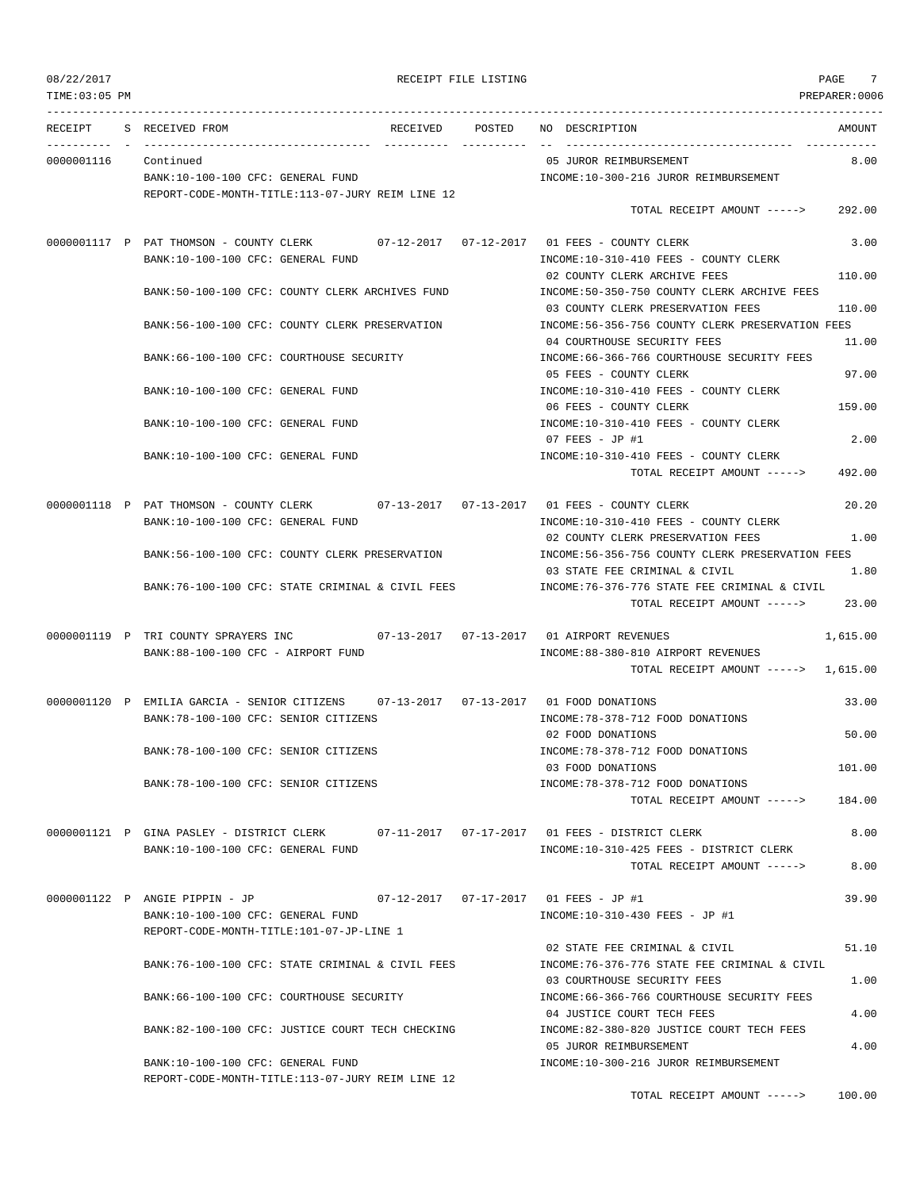RECEIPT FILE LISTING

08/22/2017
TIME:03:05 PM
PREPARER:0006

| RECEIPT | S | RECEIVED FROM | RECEIVED | POSTED | NO DESCRIPTION | AMOUNT |
|---|---|---|---|---|---|---|
| 0000001116 | | Continued | | | 05 JUROR REIMBURSEMENT | 8.00 |
| | | BANK:10-100-100 CFC: GENERAL FUND | | | INCOME:10-300-216 JUROR REIMBURSEMENT | |
| | | REPORT-CODE-MONTH-TITLE:113-07-JURY REIM LINE 12 | | | | |
| | | | | | TOTAL RECEIPT AMOUNT -----> | 292.00 |
| 0000001117 | P | PAT THOMSON - COUNTY CLERK | 07-12-2017 | 07-12-2017 | 01 FEES - COUNTY CLERK | 3.00 |
| | | BANK:10-100-100 CFC: GENERAL FUND | | | INCOME:10-310-410 FEES - COUNTY CLERK | |
| | | | | | 02 COUNTY CLERK ARCHIVE FEES | 110.00 |
| | | BANK:50-100-100 CFC: COUNTY CLERK ARCHIVES FUND | | | INCOME:50-350-750 COUNTY CLERK ARCHIVE FEES | |
| | | | | | 03 COUNTY CLERK PRESERVATION FEES | 110.00 |
| | | BANK:56-100-100 CFC: COUNTY CLERK PRESERVATION | | | INCOME:56-356-756 COUNTY CLERK PRESERVATION FEES | |
| | | | | | 04 COURTHOUSE SECURITY FEES | 11.00 |
| | | BANK:66-100-100 CFC: COURTHOUSE SECURITY | | | INCOME:66-366-766 COURTHOUSE SECURITY FEES | |
| | | | | | 05 FEES - COUNTY CLERK | 97.00 |
| | | BANK:10-100-100 CFC: GENERAL FUND | | | INCOME:10-310-410 FEES - COUNTY CLERK | |
| | | | | | 06 FEES - COUNTY CLERK | 159.00 |
| | | BANK:10-100-100 CFC: GENERAL FUND | | | INCOME:10-310-410 FEES - COUNTY CLERK | |
| | | | | | 07 FEES - JP #1 | 2.00 |
| | | BANK:10-100-100 CFC: GENERAL FUND | | | INCOME:10-310-410 FEES - COUNTY CLERK | |
| | | | | | TOTAL RECEIPT AMOUNT -----> | 492.00 |
| 0000001118 | P | PAT THOMSON - COUNTY CLERK | 07-13-2017 | 07-13-2017 | 01 FEES - COUNTY CLERK | 20.20 |
| | | BANK:10-100-100 CFC: GENERAL FUND | | | INCOME:10-310-410 FEES - COUNTY CLERK | |
| | | | | | 02 COUNTY CLERK PRESERVATION FEES | 1.00 |
| | | BANK:56-100-100 CFC: COUNTY CLERK PRESERVATION | | | INCOME:56-356-756 COUNTY CLERK PRESERVATION FEES | |
| | | | | | 03 STATE FEE CRIMINAL & CIVIL | 1.80 |
| | | BANK:76-100-100 CFC: STATE CRIMINAL & CIVIL FEES | | | INCOME:76-376-776 STATE FEE CRIMINAL & CIVIL | |
| | | | | | TOTAL RECEIPT AMOUNT -----> | 23.00 |
| 0000001119 | P | TRI COUNTY SPRAYERS INC | 07-13-2017 | 07-13-2017 | 01 AIRPORT REVENUES | 1,615.00 |
| | | BANK:88-100-100 CFC - AIRPORT FUND | | | INCOME:88-380-810 AIRPORT REVENUES | |
| | | | | | TOTAL RECEIPT AMOUNT -----> | 1,615.00 |
| 0000001120 | P | EMILIA GARCIA - SENIOR CITIZENS | 07-13-2017 | 07-13-2017 | 01 FOOD DONATIONS | 33.00 |
| | | BANK:78-100-100 CFC: SENIOR CITIZENS | | | INCOME:78-378-712 FOOD DONATIONS | |
| | | | | | 02 FOOD DONATIONS | 50.00 |
| | | BANK:78-100-100 CFC: SENIOR CITIZENS | | | INCOME:78-378-712 FOOD DONATIONS | |
| | | | | | 03 FOOD DONATIONS | 101.00 |
| | | BANK:78-100-100 CFC: SENIOR CITIZENS | | | INCOME:78-378-712 FOOD DONATIONS | |
| | | | | | TOTAL RECEIPT AMOUNT -----> | 184.00 |
| 0000001121 | P | GINA PASLEY - DISTRICT CLERK | 07-11-2017 | 07-17-2017 | 01 FEES - DISTRICT CLERK | 8.00 |
| | | BANK:10-100-100 CFC: GENERAL FUND | | | INCOME:10-310-425 FEES - DISTRICT CLERK | |
| | | | | | TOTAL RECEIPT AMOUNT -----> | 8.00 |
| 0000001122 | P | ANGIE PIPPIN - JP | 07-12-2017 | 07-17-2017 | 01 FEES - JP #1 | 39.90 |
| | | BANK:10-100-100 CFC: GENERAL FUND | | | INCOME:10-310-430 FEES - JP #1 | |
| | | REPORT-CODE-MONTH-TITLE:101-07-JP-LINE 1 | | | | |
| | | | | | 02 STATE FEE CRIMINAL & CIVIL | 51.10 |
| | | BANK:76-100-100 CFC: STATE CRIMINAL & CIVIL FEES | | | INCOME:76-376-776 STATE FEE CRIMINAL & CIVIL | |
| | | | | | 03 COURTHOUSE SECURITY FEES | 1.00 |
| | | BANK:66-100-100 CFC: COURTHOUSE SECURITY | | | INCOME:66-366-766 COURTHOUSE SECURITY FEES | |
| | | | | | 04 JUSTICE COURT TECH FEES | 4.00 |
| | | BANK:82-100-100 CFC: JUSTICE COURT TECH CHECKING | | | INCOME:82-380-820 JUSTICE COURT TECH FEES | |
| | | | | | 05 JUROR REIMBURSEMENT | 4.00 |
| | | BANK:10-100-100 CFC: GENERAL FUND | | | INCOME:10-300-216 JUROR REIMBURSEMENT | |
| | | REPORT-CODE-MONTH-TITLE:113-07-JURY REIM LINE 12 | | | | |
| | | | | | TOTAL RECEIPT AMOUNT -----> | 100.00 |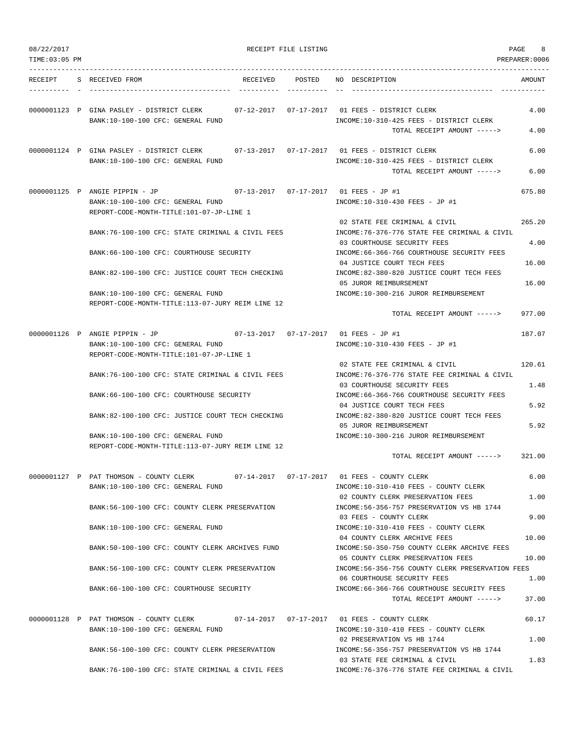08/22/2017 RECEIPT FILE LISTING
TIME:03:05 PM PREPARER:0006

| RECEIPT | S | RECEIVED FROM | RECEIVED | POSTED | NO | DESCRIPTION | AMOUNT |
|---|---|---|---|---|---|---|---|
| 0000001123 | P | GINA PASLEY - DISTRICT CLERK | 07-12-2017 | 07-17-2017 | 01 | FEES - DISTRICT CLERK | 4.00 |
| | | BANK:10-100-100 CFC: GENERAL FUND | | | | INCOME:10-310-425 FEES - DISTRICT CLERK | |
| | | | | | | TOTAL RECEIPT AMOUNT -----> | 4.00 |
| 0000001124 | P | GINA PASLEY - DISTRICT CLERK | 07-13-2017 | 07-17-2017 | 01 | FEES - DISTRICT CLERK | 6.00 |
| | | BANK:10-100-100 CFC: GENERAL FUND | | | | INCOME:10-310-425 FEES - DISTRICT CLERK | |
| | | | | | | TOTAL RECEIPT AMOUNT -----> | 6.00 |
| 0000001125 | P | ANGIE PIPPIN - JP | 07-13-2017 | 07-17-2017 | 01 | FEES - JP #1 | 675.80 |
| | | BANK:10-100-100 CFC: GENERAL FUND | | | | INCOME:10-310-430 FEES - JP #1 | |
| | | REPORT-CODE-MONTH-TITLE:101-07-JP-LINE 1 | | | | | |
| | | | | | 02 | STATE FEE CRIMINAL & CIVIL | 265.20 |
| | | BANK:76-100-100 CFC: STATE CRIMINAL & CIVIL FEES | | | | INCOME:76-376-776 STATE FEE CRIMINAL & CIVIL | |
| | | | | | 03 | COURTHOUSE SECURITY FEES | 4.00 |
| | | BANK:66-100-100 CFC: COURTHOUSE SECURITY | | | | INCOME:66-366-766 COURTHOUSE SECURITY FEES | |
| | | | | | 04 | JUSTICE COURT TECH FEES | 16.00 |
| | | BANK:82-100-100 CFC: JUSTICE COURT TECH CHECKING | | | | INCOME:82-380-820 JUSTICE COURT TECH FEES | |
| | | | | | 05 | JUROR REIMBURSEMENT | 16.00 |
| | | BANK:10-100-100 CFC: GENERAL FUND | | | | INCOME:10-300-216 JUROR REIMBURSEMENT | |
| | | REPORT-CODE-MONTH-TITLE:113-07-JURY REIM LINE 12 | | | | | |
| | | | | | | TOTAL RECEIPT AMOUNT -----> | 977.00 |
| 0000001126 | P | ANGIE PIPPIN - JP | 07-13-2017 | 07-17-2017 | 01 | FEES - JP #1 | 187.07 |
| | | BANK:10-100-100 CFC: GENERAL FUND | | | | INCOME:10-310-430 FEES - JP #1 | |
| | | REPORT-CODE-MONTH-TITLE:101-07-JP-LINE 1 | | | | | |
| | | | | | 02 | STATE FEE CRIMINAL & CIVIL | 120.61 |
| | | BANK:76-100-100 CFC: STATE CRIMINAL & CIVIL FEES | | | | INCOME:76-376-776 STATE FEE CRIMINAL & CIVIL | |
| | | | | | 03 | COURTHOUSE SECURITY FEES | 1.48 |
| | | BANK:66-100-100 CFC: COURTHOUSE SECURITY | | | | INCOME:66-366-766 COURTHOUSE SECURITY FEES | |
| | | | | | 04 | JUSTICE COURT TECH FEES | 5.92 |
| | | BANK:82-100-100 CFC: JUSTICE COURT TECH CHECKING | | | | INCOME:82-380-820 JUSTICE COURT TECH FEES | |
| | | | | | 05 | JUROR REIMBURSEMENT | 5.92 |
| | | BANK:10-100-100 CFC: GENERAL FUND | | | | INCOME:10-300-216 JUROR REIMBURSEMENT | |
| | | REPORT-CODE-MONTH-TITLE:113-07-JURY REIM LINE 12 | | | | | |
| | | | | | | TOTAL RECEIPT AMOUNT -----> | 321.00 |
| 0000001127 | P | PAT THOMSON - COUNTY CLERK | 07-14-2017 | 07-17-2017 | 01 | FEES - COUNTY CLERK | 6.00 |
| | | BANK:10-100-100 CFC: GENERAL FUND | | | | INCOME:10-310-410 FEES - COUNTY CLERK | |
| | | | | | 02 | COUNTY CLERK PRESERVATION FEES | 1.00 |
| | | BANK:56-100-100 CFC: COUNTY CLERK PRESERVATION | | | | INCOME:56-356-757 PRESERVATION VS HB 1744 | |
| | | | | | 03 | FEES - COUNTY CLERK | 9.00 |
| | | BANK:10-100-100 CFC: GENERAL FUND | | | | INCOME:10-310-410 FEES - COUNTY CLERK | |
| | | | | | 04 | COUNTY CLERK ARCHIVE FEES | 10.00 |
| | | BANK:50-100-100 CFC: COUNTY CLERK ARCHIVES FUND | | | | INCOME:50-350-750 COUNTY CLERK ARCHIVE FEES | |
| | | | | | 05 | COUNTY CLERK PRESERVATION FEES | 10.00 |
| | | BANK:56-100-100 CFC: COUNTY CLERK PRESERVATION | | | | INCOME:56-356-756 COUNTY CLERK PRESERVATION FEES | |
| | | | | | 06 | COURTHOUSE SECURITY FEES | 1.00 |
| | | BANK:66-100-100 CFC: COURTHOUSE SECURITY | | | | INCOME:66-366-766 COURTHOUSE SECURITY FEES | |
| | | | | | | TOTAL RECEIPT AMOUNT -----> | 37.00 |
| 0000001128 | P | PAT THOMSON - COUNTY CLERK | 07-14-2017 | 07-17-2017 | 01 | FEES - COUNTY CLERK | 60.17 |
| | | BANK:10-100-100 CFC: GENERAL FUND | | | | INCOME:10-310-410 FEES - COUNTY CLERK | |
| | | | | | 02 | PRESERVATION VS HB 1744 | 1.00 |
| | | BANK:56-100-100 CFC: COUNTY CLERK PRESERVATION | | | | INCOME:56-356-757 PRESERVATION VS HB 1744 | |
| | | | | | 03 | STATE FEE CRIMINAL & CIVIL | 1.83 |
| | | BANK:76-100-100 CFC: STATE CRIMINAL & CIVIL FEES | | | | INCOME:76-376-776 STATE FEE CRIMINAL & CIVIL | |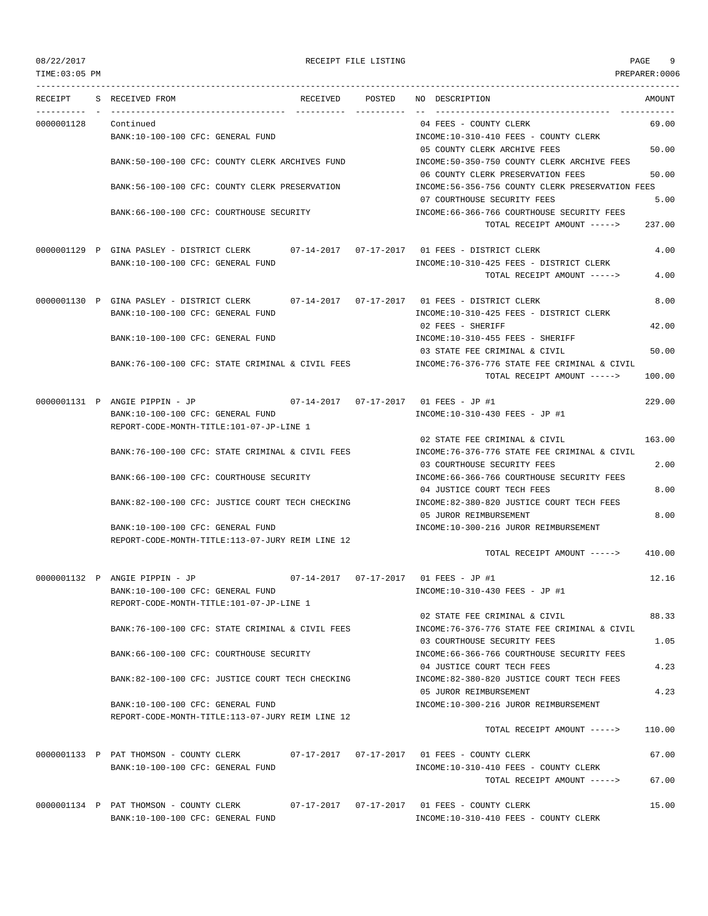08/22/2017 RECEIPT FILE LISTING

TIME:03:05 PM PREPARER:0006

| RECEIPT | S | RECEIVED FROM | RECEIVED | POSTED | NO | DESCRIPTION | AMOUNT |
|---|---|---|---|---|---|---|---|
| 0000001128 | | Continued | | | 04 | FEES - COUNTY CLERK | 69.00 |
| | | BANK:10-100-100 CFC: GENERAL FUND | | | | INCOME:10-310-410 FEES - COUNTY CLERK | |
| | | | | | 05 | COUNTY CLERK ARCHIVE FEES | 50.00 |
| | | BANK:50-100-100 CFC: COUNTY CLERK ARCHIVES FUND | | | | INCOME:50-350-750 COUNTY CLERK ARCHIVE FEES | |
| | | | | | 06 | COUNTY CLERK PRESERVATION FEES | 50.00 |
| | | BANK:56-100-100 CFC: COUNTY CLERK PRESERVATION | | | | INCOME:56-356-756 COUNTY CLERK PRESERVATION FEES | |
| | | | | | 07 | COURTHOUSE SECURITY FEES | 5.00 |
| | | BANK:66-100-100 CFC: COURTHOUSE SECURITY | | | | INCOME:66-366-766 COURTHOUSE SECURITY FEES | |
| | | | | | | TOTAL RECEIPT AMOUNT -----> | 237.00 |
| 0000001129 | P | GINA PASLEY - DISTRICT CLERK | 07-14-2017 | 07-17-2017 | 01 | FEES - DISTRICT CLERK | 4.00 |
| | | BANK:10-100-100 CFC: GENERAL FUND | | | | INCOME:10-310-425 FEES - DISTRICT CLERK | |
| | | | | | | TOTAL RECEIPT AMOUNT -----> | 4.00 |
| 0000001130 | P | GINA PASLEY - DISTRICT CLERK | 07-14-2017 | 07-17-2017 | 01 | FEES - DISTRICT CLERK | 8.00 |
| | | BANK:10-100-100 CFC: GENERAL FUND | | | | INCOME:10-310-425 FEES - DISTRICT CLERK | |
| | | | | | 02 | FEES - SHERIFF | 42.00 |
| | | BANK:10-100-100 CFC: GENERAL FUND | | | | INCOME:10-310-455 FEES - SHERIFF | |
| | | | | | 03 | STATE FEE CRIMINAL & CIVIL | 50.00 |
| | | BANK:76-100-100 CFC: STATE CRIMINAL & CIVIL FEES | | | | INCOME:76-376-776 STATE FEE CRIMINAL & CIVIL | |
| | | | | | | TOTAL RECEIPT AMOUNT -----> | 100.00 |
| 0000001131 | P | ANGIE PIPPIN - JP | 07-14-2017 | 07-17-2017 | 01 | FEES - JP #1 | 229.00 |
| | | BANK:10-100-100 CFC: GENERAL FUND | | | | INCOME:10-310-430 FEES - JP #1 | |
| | | REPORT-CODE-MONTH-TITLE:101-07-JP-LINE 1 | | | | | |
| | | | | | 02 | STATE FEE CRIMINAL & CIVIL | 163.00 |
| | | BANK:76-100-100 CFC: STATE CRIMINAL & CIVIL FEES | | | | INCOME:76-376-776 STATE FEE CRIMINAL & CIVIL | |
| | | | | | 03 | COURTHOUSE SECURITY FEES | 2.00 |
| | | BANK:66-100-100 CFC: COURTHOUSE SECURITY | | | | INCOME:66-366-766 COURTHOUSE SECURITY FEES | |
| | | | | | 04 | JUSTICE COURT TECH FEES | 8.00 |
| | | BANK:82-100-100 CFC: JUSTICE COURT TECH CHECKING | | | | INCOME:82-380-820 JUSTICE COURT TECH FEES | |
| | | | | | 05 | JUROR REIMBURSEMENT | 8.00 |
| | | BANK:10-100-100 CFC: GENERAL FUND | | | | INCOME:10-300-216 JUROR REIMBURSEMENT | |
| | | REPORT-CODE-MONTH-TITLE:113-07-JURY REIM LINE 12 | | | | | |
| | | | | | | TOTAL RECEIPT AMOUNT -----> | 410.00 |
| 0000001132 | P | ANGIE PIPPIN - JP | 07-14-2017 | 07-17-2017 | 01 | FEES - JP #1 | 12.16 |
| | | BANK:10-100-100 CFC: GENERAL FUND | | | | INCOME:10-310-430 FEES - JP #1 | |
| | | REPORT-CODE-MONTH-TITLE:101-07-JP-LINE 1 | | | | | |
| | | | | | 02 | STATE FEE CRIMINAL & CIVIL | 88.33 |
| | | BANK:76-100-100 CFC: STATE CRIMINAL & CIVIL FEES | | | | INCOME:76-376-776 STATE FEE CRIMINAL & CIVIL | |
| | | | | | 03 | COURTHOUSE SECURITY FEES | 1.05 |
| | | BANK:66-100-100 CFC: COURTHOUSE SECURITY | | | | INCOME:66-366-766 COURTHOUSE SECURITY FEES | |
| | | | | | 04 | JUSTICE COURT TECH FEES | 4.23 |
| | | BANK:82-100-100 CFC: JUSTICE COURT TECH CHECKING | | | | INCOME:82-380-820 JUSTICE COURT TECH FEES | |
| | | | | | 05 | JUROR REIMBURSEMENT | 4.23 |
| | | BANK:10-100-100 CFC: GENERAL FUND | | | | INCOME:10-300-216 JUROR REIMBURSEMENT | |
| | | REPORT-CODE-MONTH-TITLE:113-07-JURY REIM LINE 12 | | | | | |
| | | | | | | TOTAL RECEIPT AMOUNT -----> | 110.00 |
| 0000001133 | P | PAT THOMSON - COUNTY CLERK | 07-17-2017 | 07-17-2017 | 01 | FEES - COUNTY CLERK | 67.00 |
| | | BANK:10-100-100 CFC: GENERAL FUND | | | | INCOME:10-310-410 FEES - COUNTY CLERK | |
| | | | | | | TOTAL RECEIPT AMOUNT -----> | 67.00 |
| 0000001134 | P | PAT THOMSON - COUNTY CLERK | 07-17-2017 | 07-17-2017 | 01 | FEES - COUNTY CLERK | 15.00 |
| | | BANK:10-100-100 CFC: GENERAL FUND | | | | INCOME:10-310-410 FEES - COUNTY CLERK | |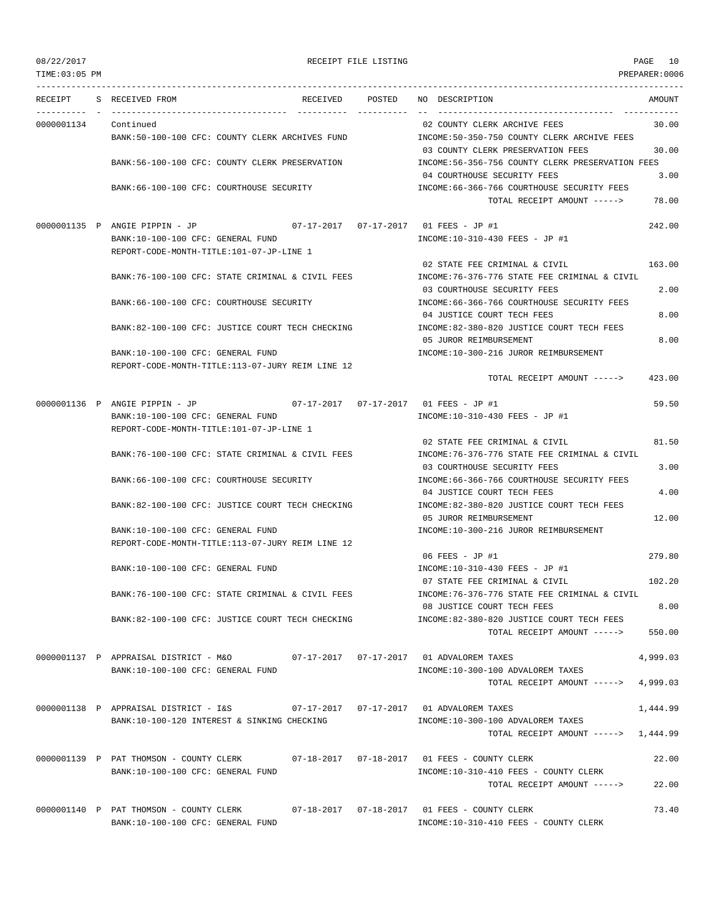08/22/2017 RECEIPT FILE LISTING
TIME:03:05 PM PREPARER:0006

| RECEIPT | S | RECEIVED FROM | RECEIVED | POSTED | NO | DESCRIPTION | AMOUNT |
|---|---|---|---|---|---|---|---|
| 0000001134 | | Continued | | | 02 | COUNTY CLERK ARCHIVE FEES | 30.00 |
| | | BANK:50-100-100 CFC: COUNTY CLERK ARCHIVES FUND | | | | INCOME:50-350-750 COUNTY CLERK ARCHIVE FEES | |
| | | | | | 03 | COUNTY CLERK PRESERVATION FEES | 30.00 |
| | | BANK:56-100-100 CFC: COUNTY CLERK PRESERVATION | | | | INCOME:56-356-756 COUNTY CLERK PRESERVATION FEES | |
| | | | | | 04 | COURTHOUSE SECURITY FEES | 3.00 |
| | | BANK:66-100-100 CFC: COURTHOUSE SECURITY | | | | INCOME:66-366-766 COURTHOUSE SECURITY FEES | |
| | | | | | | TOTAL RECEIPT AMOUNT -----> | 78.00 |
| 0000001135 | P | ANGIE PIPPIN - JP | 07-17-2017 | 07-17-2017 | 01 | FEES - JP #1 | 242.00 |
| | | BANK:10-100-100 CFC: GENERAL FUND | | | | INCOME:10-310-430 FEES - JP #1 | |
| | | REPORT-CODE-MONTH-TITLE:101-07-JP-LINE 1 | | | | | |
| | | | | | 02 | STATE FEE CRIMINAL & CIVIL | 163.00 |
| | | BANK:76-100-100 CFC: STATE CRIMINAL & CIVIL FEES | | | | INCOME:76-376-776 STATE FEE CRIMINAL & CIVIL | |
| | | | | | 03 | COURTHOUSE SECURITY FEES | 2.00 |
| | | BANK:66-100-100 CFC: COURTHOUSE SECURITY | | | | INCOME:66-366-766 COURTHOUSE SECURITY FEES | |
| | | | | | 04 | JUSTICE COURT TECH FEES | 8.00 |
| | | BANK:82-100-100 CFC: JUSTICE COURT TECH CHECKING | | | | INCOME:82-380-820 JUSTICE COURT TECH FEES | |
| | | | | | 05 | JUROR REIMBURSEMENT | 8.00 |
| | | BANK:10-100-100 CFC: GENERAL FUND | | | | INCOME:10-300-216 JUROR REIMBURSEMENT | |
| | | REPORT-CODE-MONTH-TITLE:113-07-JURY REIM LINE 12 | | | | | |
| | | | | | | TOTAL RECEIPT AMOUNT -----> | 423.00 |
| 0000001136 | P | ANGIE PIPPIN - JP | 07-17-2017 | 07-17-2017 | 01 | FEES - JP #1 | 59.50 |
| | | BANK:10-100-100 CFC: GENERAL FUND | | | | INCOME:10-310-430 FEES - JP #1 | |
| | | REPORT-CODE-MONTH-TITLE:101-07-JP-LINE 1 | | | | | |
| | | | | | 02 | STATE FEE CRIMINAL & CIVIL | 81.50 |
| | | BANK:76-100-100 CFC: STATE CRIMINAL & CIVIL FEES | | | | INCOME:76-376-776 STATE FEE CRIMINAL & CIVIL | |
| | | | | | 03 | COURTHOUSE SECURITY FEES | 3.00 |
| | | BANK:66-100-100 CFC: COURTHOUSE SECURITY | | | | INCOME:66-366-766 COURTHOUSE SECURITY FEES | |
| | | | | | 04 | JUSTICE COURT TECH FEES | 4.00 |
| | | BANK:82-100-100 CFC: JUSTICE COURT TECH CHECKING | | | | INCOME:82-380-820 JUSTICE COURT TECH FEES | |
| | | | | | 05 | JUROR REIMBURSEMENT | 12.00 |
| | | BANK:10-100-100 CFC: GENERAL FUND | | | | INCOME:10-300-216 JUROR REIMBURSEMENT | |
| | | REPORT-CODE-MONTH-TITLE:113-07-JURY REIM LINE 12 | | | | | |
| | | | | | 06 | FEES - JP #1 | 279.80 |
| | | BANK:10-100-100 CFC: GENERAL FUND | | | | INCOME:10-310-430 FEES - JP #1 | |
| | | | | | 07 | STATE FEE CRIMINAL & CIVIL | 102.20 |
| | | BANK:76-100-100 CFC: STATE CRIMINAL & CIVIL FEES | | | | INCOME:76-376-776 STATE FEE CRIMINAL & CIVIL | |
| | | | | | 08 | JUSTICE COURT TECH FEES | 8.00 |
| | | BANK:82-100-100 CFC: JUSTICE COURT TECH CHECKING | | | | INCOME:82-380-820 JUSTICE COURT TECH FEES | |
| | | | | | | TOTAL RECEIPT AMOUNT -----> | 550.00 |
| 0000001137 | P | APPRAISAL DISTRICT - M&O | 07-17-2017 | 07-17-2017 | 01 | ADVALOREM TAXES | 4,999.03 |
| | | BANK:10-100-100 CFC: GENERAL FUND | | | | INCOME:10-300-100 ADVALOREM TAXES | |
| | | | | | | TOTAL RECEIPT AMOUNT -----> | 4,999.03 |
| 0000001138 | P | APPRAISAL DISTRICT - I&S | 07-17-2017 | 07-17-2017 | 01 | ADVALOREM TAXES | 1,444.99 |
| | | BANK:10-100-120 INTEREST & SINKING CHECKING | | | | INCOME:10-300-100 ADVALOREM TAXES | |
| | | | | | | TOTAL RECEIPT AMOUNT -----> | 1,444.99 |
| 0000001139 | P | PAT THOMSON - COUNTY CLERK | 07-18-2017 | 07-18-2017 | 01 | FEES - COUNTY CLERK | 22.00 |
| | | BANK:10-100-100 CFC: GENERAL FUND | | | | INCOME:10-310-410 FEES - COUNTY CLERK | |
| | | | | | | TOTAL RECEIPT AMOUNT -----> | 22.00 |
| 0000001140 | P | PAT THOMSON - COUNTY CLERK | 07-18-2017 | 07-18-2017 | 01 | FEES - COUNTY CLERK | 73.40 |
| | | BANK:10-100-100 CFC: GENERAL FUND | | | | INCOME:10-310-410 FEES - COUNTY CLERK | |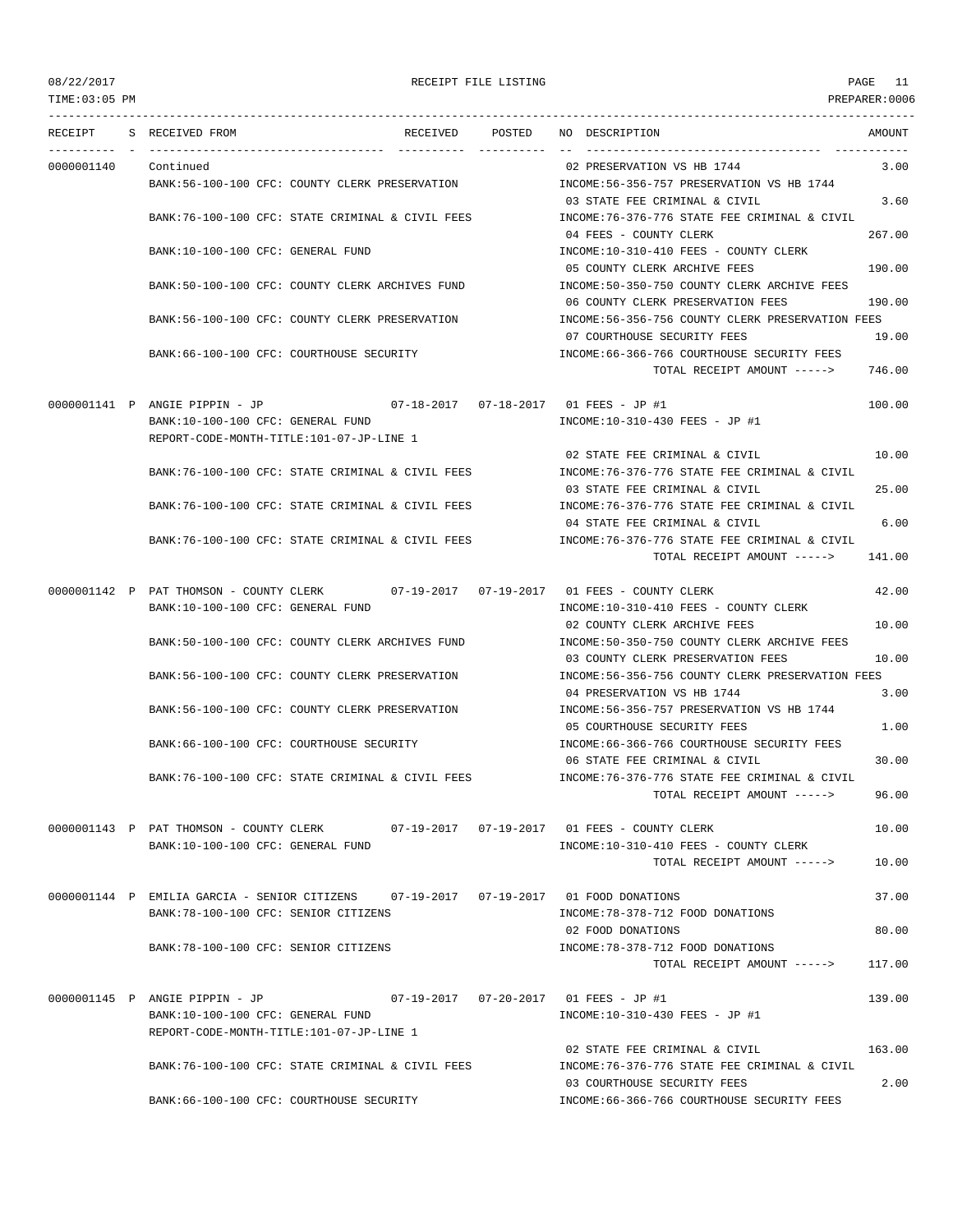08/22/2017 RECEIPT FILE LISTING PAGE 11
TIME:03:05 PM PREPARER:0006

| RECEIPT | S | RECEIVED FROM | RECEIVED | POSTED | NO | DESCRIPTION | AMOUNT |
|---|---|---|---|---|---|---|---|
| 0000001140 | | Continued | | | 02 | PRESERVATION VS HB 1744 | 3.00 |
| | | BANK:56-100-100 CFC: COUNTY CLERK PRESERVATION | | | | INCOME:56-356-757 PRESERVATION VS HB 1744 | |
| | | | | | 03 | STATE FEE CRIMINAL & CIVIL | 3.60 |
| | | BANK:76-100-100 CFC: STATE CRIMINAL & CIVIL FEES | | | | INCOME:76-376-776 STATE FEE CRIMINAL & CIVIL | |
| | | | | | 04 | FEES - COUNTY CLERK | 267.00 |
| | | BANK:10-100-100 CFC: GENERAL FUND | | | | INCOME:10-310-410 FEES - COUNTY CLERK | |
| | | | | | 05 | COUNTY CLERK ARCHIVE FEES | 190.00 |
| | | BANK:50-100-100 CFC: COUNTY CLERK ARCHIVES FUND | | | | INCOME:50-350-750 COUNTY CLERK ARCHIVE FEES | |
| | | | | | 06 | COUNTY CLERK PRESERVATION FEES | 190.00 |
| | | BANK:56-100-100 CFC: COUNTY CLERK PRESERVATION | | | | INCOME:56-356-756 COUNTY CLERK PRESERVATION FEES | |
| | | | | | 07 | COURTHOUSE SECURITY FEES | 19.00 |
| | | BANK:66-100-100 CFC: COURTHOUSE SECURITY | | | | INCOME:66-366-766 COURTHOUSE SECURITY FEES | |
| | | | | | | TOTAL RECEIPT AMOUNT -----> | 746.00 |
| 0000001141 | P | ANGIE PIPPIN - JP | 07-18-2017 | 07-18-2017 | 01 | FEES - JP #1 | 100.00 |
| | | BANK:10-100-100 CFC: GENERAL FUND | | | | INCOME:10-310-430 FEES - JP #1 | |
| | | REPORT-CODE-MONTH-TITLE:101-07-JP-LINE 1 | | | | | |
| | | | | | 02 | STATE FEE CRIMINAL & CIVIL | 10.00 |
| | | BANK:76-100-100 CFC: STATE CRIMINAL & CIVIL FEES | | | | INCOME:76-376-776 STATE FEE CRIMINAL & CIVIL | |
| | | | | | 03 | STATE FEE CRIMINAL & CIVIL | 25.00 |
| | | BANK:76-100-100 CFC: STATE CRIMINAL & CIVIL FEES | | | | INCOME:76-376-776 STATE FEE CRIMINAL & CIVIL | |
| | | | | | 04 | STATE FEE CRIMINAL & CIVIL | 6.00 |
| | | BANK:76-100-100 CFC: STATE CRIMINAL & CIVIL FEES | | | | INCOME:76-376-776 STATE FEE CRIMINAL & CIVIL | |
| | | | | | | TOTAL RECEIPT AMOUNT -----> | 141.00 |
| 0000001142 | P | PAT THOMSON - COUNTY CLERK | 07-19-2017 | 07-19-2017 | 01 | FEES - COUNTY CLERK | 42.00 |
| | | BANK:10-100-100 CFC: GENERAL FUND | | | | INCOME:10-310-410 FEES - COUNTY CLERK | |
| | | | | | 02 | COUNTY CLERK ARCHIVE FEES | 10.00 |
| | | BANK:50-100-100 CFC: COUNTY CLERK ARCHIVES FUND | | | | INCOME:50-350-750 COUNTY CLERK ARCHIVE FEES | |
| | | | | | 03 | COUNTY CLERK PRESERVATION FEES | 10.00 |
| | | BANK:56-100-100 CFC: COUNTY CLERK PRESERVATION | | | | INCOME:56-356-756 COUNTY CLERK PRESERVATION FEES | |
| | | | | | 04 | PRESERVATION VS HB 1744 | 3.00 |
| | | BANK:56-100-100 CFC: COUNTY CLERK PRESERVATION | | | | INCOME:56-356-757 PRESERVATION VS HB 1744 | |
| | | | | | 05 | COURTHOUSE SECURITY FEES | 1.00 |
| | | BANK:66-100-100 CFC: COURTHOUSE SECURITY | | | | INCOME:66-366-766 COURTHOUSE SECURITY FEES | |
| | | | | | 06 | STATE FEE CRIMINAL & CIVIL | 30.00 |
| | | BANK:76-100-100 CFC: STATE CRIMINAL & CIVIL FEES | | | | INCOME:76-376-776 STATE FEE CRIMINAL & CIVIL | |
| | | | | | | TOTAL RECEIPT AMOUNT -----> | 96.00 |
| 0000001143 | P | PAT THOMSON - COUNTY CLERK | 07-19-2017 | 07-19-2017 | 01 | FEES - COUNTY CLERK | 10.00 |
| | | BANK:10-100-100 CFC: GENERAL FUND | | | | INCOME:10-310-410 FEES - COUNTY CLERK | |
| | | | | | | TOTAL RECEIPT AMOUNT -----> | 10.00 |
| 0000001144 | P | EMILIA GARCIA - SENIOR CITIZENS | 07-19-2017 | 07-19-2017 | 01 | FOOD DONATIONS | 37.00 |
| | | BANK:78-100-100 CFC: SENIOR CITIZENS | | | | INCOME:78-378-712 FOOD DONATIONS | |
| | | | | | 02 | FOOD DONATIONS | 80.00 |
| | | BANK:78-100-100 CFC: SENIOR CITIZENS | | | | INCOME:78-378-712 FOOD DONATIONS | |
| | | | | | | TOTAL RECEIPT AMOUNT -----> | 117.00 |
| 0000001145 | P | ANGIE PIPPIN - JP | 07-19-2017 | 07-20-2017 | 01 | FEES - JP #1 | 139.00 |
| | | BANK:10-100-100 CFC: GENERAL FUND | | | | INCOME:10-310-430 FEES - JP #1 | |
| | | REPORT-CODE-MONTH-TITLE:101-07-JP-LINE 1 | | | | | |
| | | | | | 02 | STATE FEE CRIMINAL & CIVIL | 163.00 |
| | | BANK:76-100-100 CFC: STATE CRIMINAL & CIVIL FEES | | | | INCOME:76-376-776 STATE FEE CRIMINAL & CIVIL | |
| | | | | | 03 | COURTHOUSE SECURITY FEES | 2.00 |
| | | BANK:66-100-100 CFC: COURTHOUSE SECURITY | | | | INCOME:66-366-766 COURTHOUSE SECURITY FEES | |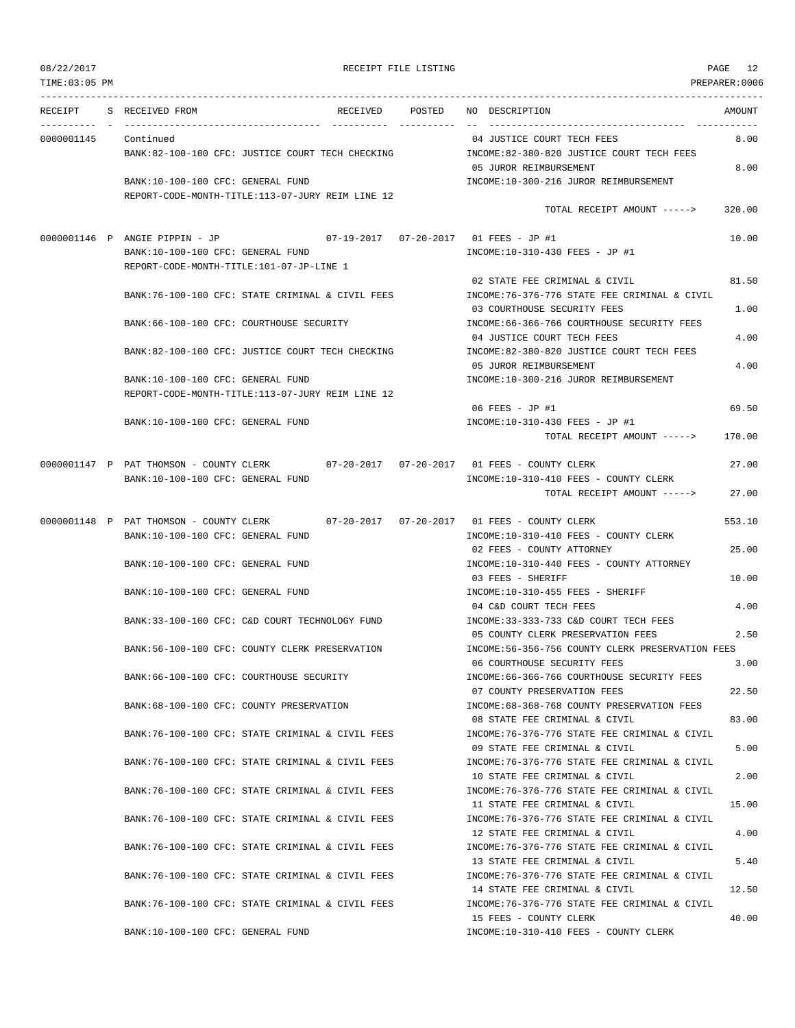08/22/2017 RECEIPT FILE LISTING PAGE 12
TIME:03:05 PM PREPARER:0006

| RECEIPT | S | RECEIVED FROM | RECEIVED | POSTED | NO | DESCRIPTION | AMOUNT |
|---|---|---|---|---|---|---|---|
| 0000001145 | | Continued | | | 04 | JUSTICE COURT TECH FEES | 8.00 |
| | | BANK:82-100-100 CFC: JUSTICE COURT TECH CHECKING | | | | INCOME:82-380-820 JUSTICE COURT TECH FEES | |
| | | | | | 05 | JUROR REIMBURSEMENT | 8.00 |
| | | BANK:10-100-100 CFC: GENERAL FUND | | | | INCOME:10-300-216 JUROR REIMBURSEMENT | |
| | | REPORT-CODE-MONTH-TITLE:113-07-JURY REIM LINE 12 | | | | | |
| | | | | | | TOTAL RECEIPT AMOUNT -----> | 320.00 |
| 0000001146 | P | ANGIE PIPPIN - JP | 07-19-2017 | 07-20-2017 | 01 | FEES - JP #1 | 10.00 |
| | | BANK:10-100-100 CFC: GENERAL FUND | | | | INCOME:10-310-430 FEES - JP #1 | |
| | | REPORT-CODE-MONTH-TITLE:101-07-JP-LINE 1 | | | | | |
| | | | | | 02 | STATE FEE CRIMINAL & CIVIL | 81.50 |
| | | BANK:76-100-100 CFC: STATE CRIMINAL & CIVIL FEES | | | | INCOME:76-376-776 STATE FEE CRIMINAL & CIVIL | |
| | | | | | 03 | COURTHOUSE SECURITY FEES | 1.00 |
| | | BANK:66-100-100 CFC: COURTHOUSE SECURITY | | | | INCOME:66-366-766 COURTHOUSE SECURITY FEES | |
| | | | | | 04 | JUSTICE COURT TECH FEES | 4.00 |
| | | BANK:82-100-100 CFC: JUSTICE COURT TECH CHECKING | | | | INCOME:82-380-820 JUSTICE COURT TECH FEES | |
| | | | | | 05 | JUROR REIMBURSEMENT | 4.00 |
| | | BANK:10-100-100 CFC: GENERAL FUND | | | | INCOME:10-300-216 JUROR REIMBURSEMENT | |
| | | REPORT-CODE-MONTH-TITLE:113-07-JURY REIM LINE 12 | | | | | |
| | | | | | 06 | FEES - JP #1 | 69.50 |
| | | BANK:10-100-100 CFC: GENERAL FUND | | | | INCOME:10-310-430 FEES - JP #1 | |
| | | | | | | TOTAL RECEIPT AMOUNT -----> | 170.00 |
| 0000001147 | P | PAT THOMSON - COUNTY CLERK | 07-20-2017 | 07-20-2017 | 01 | FEES - COUNTY CLERK | 27.00 |
| | | BANK:10-100-100 CFC: GENERAL FUND | | | | INCOME:10-310-410 FEES - COUNTY CLERK | |
| | | | | | | TOTAL RECEIPT AMOUNT -----> | 27.00 |
| 0000001148 | P | PAT THOMSON - COUNTY CLERK | 07-20-2017 | 07-20-2017 | 01 | FEES - COUNTY CLERK | 553.10 |
| | | BANK:10-100-100 CFC: GENERAL FUND | | | | INCOME:10-310-410 FEES - COUNTY CLERK | |
| | | | | | 02 | FEES - COUNTY ATTORNEY | 25.00 |
| | | BANK:10-100-100 CFC: GENERAL FUND | | | | INCOME:10-310-440 FEES - COUNTY ATTORNEY | |
| | | | | | 03 | FEES - SHERIFF | 10.00 |
| | | BANK:10-100-100 CFC: GENERAL FUND | | | | INCOME:10-310-455 FEES - SHERIFF | |
| | | | | | 04 | C&D COURT TECH FEES | 4.00 |
| | | BANK:33-100-100 CFC: C&D COURT TECHNOLOGY FUND | | | | INCOME:33-333-733 C&D COURT TECH FEES | |
| | | | | | 05 | COUNTY CLERK PRESERVATION FEES | 2.50 |
| | | BANK:56-100-100 CFC: COUNTY CLERK PRESERVATION | | | | INCOME:56-356-756 COUNTY CLERK PRESERVATION FEES | |
| | | | | | 06 | COURTHOUSE SECURITY FEES | 3.00 |
| | | BANK:66-100-100 CFC: COURTHOUSE SECURITY | | | | INCOME:66-366-766 COURTHOUSE SECURITY FEES | |
| | | | | | 07 | COUNTY PRESERVATION FEES | 22.50 |
| | | BANK:68-100-100 CFC: COUNTY PRESERVATION | | | | INCOME:68-368-768 COUNTY PRESERVATION FEES | |
| | | | | | 08 | STATE FEE CRIMINAL & CIVIL | 83.00 |
| | | BANK:76-100-100 CFC: STATE CRIMINAL & CIVIL FEES | | | | INCOME:76-376-776 STATE FEE CRIMINAL & CIVIL | |
| | | | | | 09 | STATE FEE CRIMINAL & CIVIL | 5.00 |
| | | BANK:76-100-100 CFC: STATE CRIMINAL & CIVIL FEES | | | | INCOME:76-376-776 STATE FEE CRIMINAL & CIVIL | |
| | | | | | 10 | STATE FEE CRIMINAL & CIVIL | 2.00 |
| | | BANK:76-100-100 CFC: STATE CRIMINAL & CIVIL FEES | | | | INCOME:76-376-776 STATE FEE CRIMINAL & CIVIL | |
| | | | | | 11 | STATE FEE CRIMINAL & CIVIL | 15.00 |
| | | BANK:76-100-100 CFC: STATE CRIMINAL & CIVIL FEES | | | | INCOME:76-376-776 STATE FEE CRIMINAL & CIVIL | |
| | | | | | 12 | STATE FEE CRIMINAL & CIVIL | 4.00 |
| | | BANK:76-100-100 CFC: STATE CRIMINAL & CIVIL FEES | | | | INCOME:76-376-776 STATE FEE CRIMINAL & CIVIL | |
| | | | | | 13 | STATE FEE CRIMINAL & CIVIL | 5.40 |
| | | BANK:76-100-100 CFC: STATE CRIMINAL & CIVIL FEES | | | | INCOME:76-376-776 STATE FEE CRIMINAL & CIVIL | |
| | | | | | 14 | STATE FEE CRIMINAL & CIVIL | 12.50 |
| | | BANK:76-100-100 CFC: STATE CRIMINAL & CIVIL FEES | | | | INCOME:76-376-776 STATE FEE CRIMINAL & CIVIL | |
| | | | | | 15 | FEES - COUNTY CLERK | 40.00 |
| | | BANK:10-100-100 CFC: GENERAL FUND | | | | INCOME:10-310-410 FEES - COUNTY CLERK | |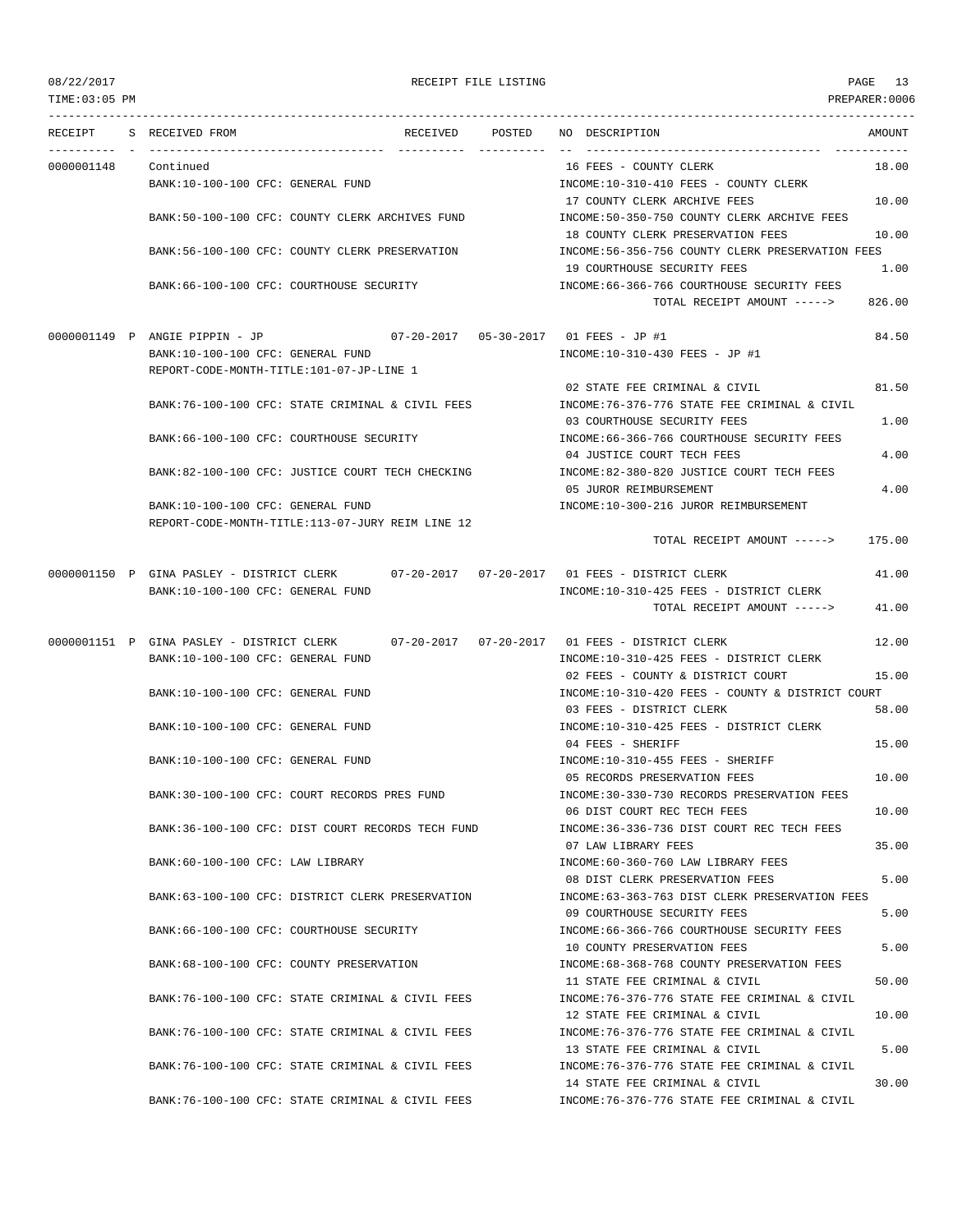08/22/2017 RECEIPT FILE LISTING
TIME:03:05 PM PREPARER:0006

| RECEIPT | S | RECEIVED FROM | RECEIVED | POSTED | NO | DESCRIPTION | AMOUNT |
|---|---|---|---|---|---|---|---|
| 0000001148 | | Continued | | | 16 | FEES - COUNTY CLERK | 18.00 |
| | | BANK:10-100-100 CFC: GENERAL FUND | | | | INCOME:10-310-410 FEES - COUNTY CLERK | |
| | | | | | 17 | COUNTY CLERK ARCHIVE FEES | 10.00 |
| | | BANK:50-100-100 CFC: COUNTY CLERK ARCHIVES FUND | | | | INCOME:50-350-750 COUNTY CLERK ARCHIVE FEES | |
| | | | | | 18 | COUNTY CLERK PRESERVATION FEES | 10.00 |
| | | BANK:56-100-100 CFC: COUNTY CLERK PRESERVATION | | | | INCOME:56-356-756 COUNTY CLERK PRESERVATION FEES | |
| | | | | | 19 | COURTHOUSE SECURITY FEES | 1.00 |
| | | BANK:66-100-100 CFC: COURTHOUSE SECURITY | | | | INCOME:66-366-766 COURTHOUSE SECURITY FEES | |
| | | | | | | TOTAL RECEIPT AMOUNT -----> | 826.00 |
| 0000001149 | P | ANGIE PIPPIN - JP | 07-20-2017 | 05-30-2017 | 01 | FEES - JP #1 | 84.50 |
| | | BANK:10-100-100 CFC: GENERAL FUND | | | | INCOME:10-310-430 FEES - JP #1 | |
| | | REPORT-CODE-MONTH-TITLE:101-07-JP-LINE 1 | | | | | |
| | | | | | 02 | STATE FEE CRIMINAL & CIVIL | 81.50 |
| | | BANK:76-100-100 CFC: STATE CRIMINAL & CIVIL FEES | | | | INCOME:76-376-776 STATE FEE CRIMINAL & CIVIL | |
| | | | | | 03 | COURTHOUSE SECURITY FEES | 1.00 |
| | | BANK:66-100-100 CFC: COURTHOUSE SECURITY | | | | INCOME:66-366-766 COURTHOUSE SECURITY FEES | |
| | | | | | 04 | JUSTICE COURT TECH FEES | 4.00 |
| | | BANK:82-100-100 CFC: JUSTICE COURT TECH CHECKING | | | | INCOME:82-380-820 JUSTICE COURT TECH FEES | |
| | | | | | 05 | JUROR REIMBURSEMENT | 4.00 |
| | | BANK:10-100-100 CFC: GENERAL FUND | | | | INCOME:10-300-216 JUROR REIMBURSEMENT | |
| | | REPORT-CODE-MONTH-TITLE:113-07-JURY REIM LINE 12 | | | | | |
| | | | | | | TOTAL RECEIPT AMOUNT -----> | 175.00 |
| 0000001150 | P | GINA PASLEY - DISTRICT CLERK | 07-20-2017 | 07-20-2017 | 01 | FEES - DISTRICT CLERK | 41.00 |
| | | BANK:10-100-100 CFC: GENERAL FUND | | | | INCOME:10-310-425 FEES - DISTRICT CLERK | |
| | | | | | | TOTAL RECEIPT AMOUNT -----> | 41.00 |
| 0000001151 | P | GINA PASLEY - DISTRICT CLERK | 07-20-2017 | 07-20-2017 | 01 | FEES - DISTRICT CLERK | 12.00 |
| | | BANK:10-100-100 CFC: GENERAL FUND | | | | INCOME:10-310-425 FEES - DISTRICT CLERK | |
| | | | | | 02 | FEES - COUNTY & DISTRICT COURT | 15.00 |
| | | BANK:10-100-100 CFC: GENERAL FUND | | | | INCOME:10-310-420 FEES - COUNTY & DISTRICT COURT | |
| | | | | | 03 | FEES - DISTRICT CLERK | 58.00 |
| | | BANK:10-100-100 CFC: GENERAL FUND | | | | INCOME:10-310-425 FEES - DISTRICT CLERK | |
| | | | | | 04 | FEES - SHERIFF | 15.00 |
| | | BANK:10-100-100 CFC: GENERAL FUND | | | | INCOME:10-310-455 FEES - SHERIFF | |
| | | | | | 05 | RECORDS PRESERVATION FEES | 10.00 |
| | | BANK:30-100-100 CFC: COURT RECORDS PRES FUND | | | | INCOME:30-330-730 RECORDS PRESERVATION FEES | |
| | | | | | 06 | DIST COURT REC TECH FEES | 10.00 |
| | | BANK:36-100-100 CFC: DIST COURT RECORDS TECH FUND | | | | INCOME:36-336-736 DIST COURT REC TECH FEES | |
| | | | | | 07 | LAW LIBRARY FEES | 35.00 |
| | | BANK:60-100-100 CFC: LAW LIBRARY | | | | INCOME:60-360-760 LAW LIBRARY FEES | |
| | | | | | 08 | DIST CLERK PRESERVATION FEES | 5.00 |
| | | BANK:63-100-100 CFC: DISTRICT CLERK PRESERVATION | | | | INCOME:63-363-763 DIST CLERK PRESERVATION FEES | |
| | | | | | 09 | COURTHOUSE SECURITY FEES | 5.00 |
| | | BANK:66-100-100 CFC: COURTHOUSE SECURITY | | | | INCOME:66-366-766 COURTHOUSE SECURITY FEES | |
| | | | | | 10 | COUNTY PRESERVATION FEES | 5.00 |
| | | BANK:68-100-100 CFC: COUNTY PRESERVATION | | | | INCOME:68-368-768 COUNTY PRESERVATION FEES | |
| | | | | | 11 | STATE FEE CRIMINAL & CIVIL | 50.00 |
| | | BANK:76-100-100 CFC: STATE CRIMINAL & CIVIL FEES | | | | INCOME:76-376-776 STATE FEE CRIMINAL & CIVIL | |
| | | | | | 12 | STATE FEE CRIMINAL & CIVIL | 10.00 |
| | | BANK:76-100-100 CFC: STATE CRIMINAL & CIVIL FEES | | | | INCOME:76-376-776 STATE FEE CRIMINAL & CIVIL | |
| | | | | | 13 | STATE FEE CRIMINAL & CIVIL | 5.00 |
| | | BANK:76-100-100 CFC: STATE CRIMINAL & CIVIL FEES | | | | INCOME:76-376-776 STATE FEE CRIMINAL & CIVIL | |
| | | | | | 14 | STATE FEE CRIMINAL & CIVIL | 30.00 |
| | | BANK:76-100-100 CFC: STATE CRIMINAL & CIVIL FEES | | | | INCOME:76-376-776 STATE FEE CRIMINAL & CIVIL | |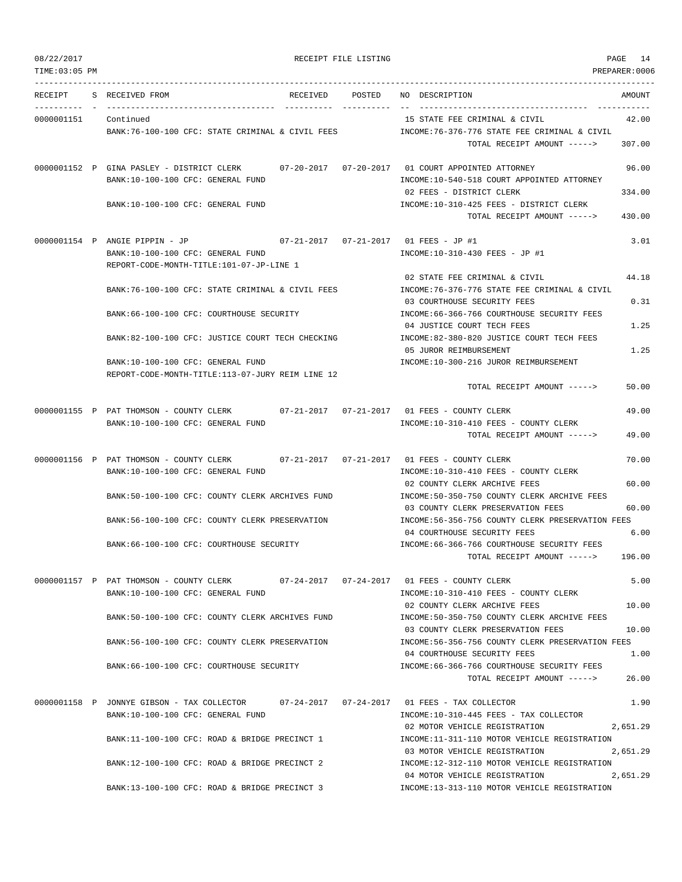08/22/2017 RECEIPT FILE LISTING PAGE 14
TIME:03:05 PM PREPARER:0006

| RECEIPT | S | RECEIVED FROM | RECEIVED | POSTED | NO | DESCRIPTION | AMOUNT |
|---|---|---|---|---|---|---|---|
| 0000001151 | | Continued | | | 15 | STATE FEE CRIMINAL & CIVIL | 42.00 |
| | | BANK:76-100-100 CFC: STATE CRIMINAL & CIVIL FEES | | | | INCOME:76-376-776 STATE FEE CRIMINAL & CIVIL | |
| | | | | | | TOTAL RECEIPT AMOUNT -----> | 307.00 |
| 0000001152 | P | GINA PASLEY - DISTRICT CLERK | 07-20-2017 | 07-20-2017 | 01 | COURT APPOINTED ATTORNEY | 96.00 |
| | | BANK:10-100-100 CFC: GENERAL FUND | | | | INCOME:10-540-518 COURT APPOINTED ATTORNEY | |
| | | | | | 02 | FEES - DISTRICT CLERK | 334.00 |
| | | BANK:10-100-100 CFC: GENERAL FUND | | | | INCOME:10-310-425 FEES - DISTRICT CLERK | |
| | | | | | | TOTAL RECEIPT AMOUNT -----> | 430.00 |
| 0000001154 | P | ANGIE PIPPIN - JP | 07-21-2017 | 07-21-2017 | 01 | FEES - JP #1 | 3.01 |
| | | BANK:10-100-100 CFC: GENERAL FUND | | | | INCOME:10-310-430 FEES - JP #1 | |
| | | REPORT-CODE-MONTH-TITLE:101-07-JP-LINE 1 | | | | | |
| | | | | | 02 | STATE FEE CRIMINAL & CIVIL | 44.18 |
| | | BANK:76-100-100 CFC: STATE CRIMINAL & CIVIL FEES | | | | INCOME:76-376-776 STATE FEE CRIMINAL & CIVIL | |
| | | | | | 03 | COURTHOUSE SECURITY FEES | 0.31 |
| | | BANK:66-100-100 CFC: COURTHOUSE SECURITY | | | | INCOME:66-366-766 COURTHOUSE SECURITY FEES | |
| | | | | | 04 | JUSTICE COURT TECH FEES | 1.25 |
| | | BANK:82-100-100 CFC: JUSTICE COURT TECH CHECKING | | | | INCOME:82-380-820 JUSTICE COURT TECH FEES | |
| | | | | | 05 | JUROR REIMBURSEMENT | 1.25 |
| | | BANK:10-100-100 CFC: GENERAL FUND | | | | INCOME:10-300-216 JUROR REIMBURSEMENT | |
| | | REPORT-CODE-MONTH-TITLE:113-07-JURY REIM LINE 12 | | | | | |
| | | | | | | TOTAL RECEIPT AMOUNT -----> | 50.00 |
| 0000001155 | P | PAT THOMSON - COUNTY CLERK | 07-21-2017 | 07-21-2017 | 01 | FEES - COUNTY CLERK | 49.00 |
| | | BANK:10-100-100 CFC: GENERAL FUND | | | | INCOME:10-310-410 FEES - COUNTY CLERK | |
| | | | | | | TOTAL RECEIPT AMOUNT -----> | 49.00 |
| 0000001156 | P | PAT THOMSON - COUNTY CLERK | 07-21-2017 | 07-21-2017 | 01 | FEES - COUNTY CLERK | 70.00 |
| | | BANK:10-100-100 CFC: GENERAL FUND | | | | INCOME:10-310-410 FEES - COUNTY CLERK | |
| | | | | | 02 | COUNTY CLERK ARCHIVE FEES | 60.00 |
| | | BANK:50-100-100 CFC: COUNTY CLERK ARCHIVES FUND | | | | INCOME:50-350-750 COUNTY CLERK ARCHIVE FEES | |
| | | | | | 03 | COUNTY CLERK PRESERVATION FEES | 60.00 |
| | | BANK:56-100-100 CFC: COUNTY CLERK PRESERVATION | | | | INCOME:56-356-756 COUNTY CLERK PRESERVATION FEES | |
| | | | | | 04 | COURTHOUSE SECURITY FEES | 6.00 |
| | | BANK:66-100-100 CFC: COURTHOUSE SECURITY | | | | INCOME:66-366-766 COURTHOUSE SECURITY FEES | |
| | | | | | | TOTAL RECEIPT AMOUNT -----> | 196.00 |
| 0000001157 | P | PAT THOMSON - COUNTY CLERK | 07-24-2017 | 07-24-2017 | 01 | FEES - COUNTY CLERK | 5.00 |
| | | BANK:10-100-100 CFC: GENERAL FUND | | | | INCOME:10-310-410 FEES - COUNTY CLERK | |
| | | | | | 02 | COUNTY CLERK ARCHIVE FEES | 10.00 |
| | | BANK:50-100-100 CFC: COUNTY CLERK ARCHIVES FUND | | | | INCOME:50-350-750 COUNTY CLERK ARCHIVE FEES | |
| | | | | | 03 | COUNTY CLERK PRESERVATION FEES | 10.00 |
| | | BANK:56-100-100 CFC: COUNTY CLERK PRESERVATION | | | | INCOME:56-356-756 COUNTY CLERK PRESERVATION FEES | |
| | | | | | 04 | COURTHOUSE SECURITY FEES | 1.00 |
| | | BANK:66-100-100 CFC: COURTHOUSE SECURITY | | | | INCOME:66-366-766 COURTHOUSE SECURITY FEES | |
| | | | | | | TOTAL RECEIPT AMOUNT -----> | 26.00 |
| 0000001158 | P | JONNYE GIBSON - TAX COLLECTOR | 07-24-2017 | 07-24-2017 | 01 | FEES - TAX COLLECTOR | 1.90 |
| | | BANK:10-100-100 CFC: GENERAL FUND | | | | INCOME:10-310-445 FEES - TAX COLLECTOR | |
| | | | | | 02 | MOTOR VEHICLE REGISTRATION | 2,651.29 |
| | | BANK:11-100-100 CFC: ROAD & BRIDGE PRECINCT 1 | | | | INCOME:11-311-110 MOTOR VEHICLE REGISTRATION | |
| | | | | | 03 | MOTOR VEHICLE REGISTRATION | 2,651.29 |
| | | BANK:12-100-100 CFC: ROAD & BRIDGE PRECINCT 2 | | | | INCOME:12-312-110 MOTOR VEHICLE REGISTRATION | |
| | | | | | 04 | MOTOR VEHICLE REGISTRATION | 2,651.29 |
| | | BANK:13-100-100 CFC: ROAD & BRIDGE PRECINCT 3 | | | | INCOME:13-313-110 MOTOR VEHICLE REGISTRATION | |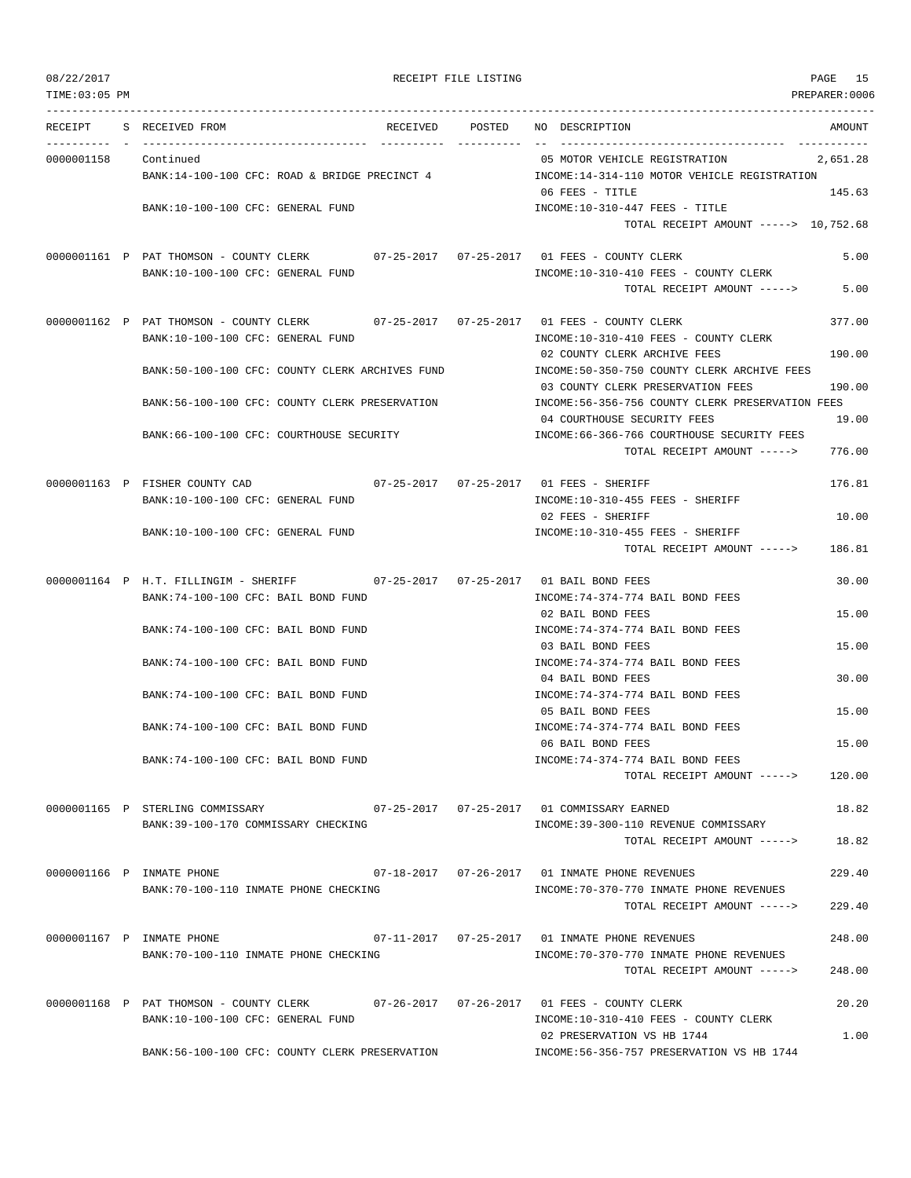08/22/2017 RECEIPT FILE LISTING PAGE 15
TIME:03:05 PM PREPARER:0006

| RECEIPT | S | RECEIVED FROM | RECEIVED | POSTED | NO DESCRIPTION | AMOUNT |
|---|---|---|---|---|---|---|
| 0000001158 | | Continued | | | 05 MOTOR VEHICLE REGISTRATION | 2,651.28 |
| | | BANK:14-100-100 CFC: ROAD & BRIDGE PRECINCT 4 | | | INCOME:14-314-110 MOTOR VEHICLE REGISTRATION | |
| | | | | | 06 FEES - TITLE | 145.63 |
| | | BANK:10-100-100 CFC: GENERAL FUND | | | INCOME:10-310-447 FEES - TITLE | |
| | | | | | TOTAL RECEIPT AMOUNT -----> | 10,752.68 |
| 0000001161 | P | PAT THOMSON - COUNTY CLERK | 07-25-2017 | 07-25-2017 | 01 FEES - COUNTY CLERK | 5.00 |
| | | BANK:10-100-100 CFC: GENERAL FUND | | | INCOME:10-310-410 FEES - COUNTY CLERK | |
| | | | | | TOTAL RECEIPT AMOUNT -----> | 5.00 |
| 0000001162 | P | PAT THOMSON - COUNTY CLERK | 07-25-2017 | 07-25-2017 | 01 FEES - COUNTY CLERK | 377.00 |
| | | BANK:10-100-100 CFC: GENERAL FUND | | | INCOME:10-310-410 FEES - COUNTY CLERK | |
| | | | | | 02 COUNTY CLERK ARCHIVE FEES | 190.00 |
| | | BANK:50-100-100 CFC: COUNTY CLERK ARCHIVES FUND | | | INCOME:50-350-750 COUNTY CLERK ARCHIVE FEES | |
| | | | | | 03 COUNTY CLERK PRESERVATION FEES | 190.00 |
| | | BANK:56-100-100 CFC: COUNTY CLERK PRESERVATION | | | INCOME:56-356-756 COUNTY CLERK PRESERVATION FEES | |
| | | | | | 04 COURTHOUSE SECURITY FEES | 19.00 |
| | | BANK:66-100-100 CFC: COURTHOUSE SECURITY | | | INCOME:66-366-766 COURTHOUSE SECURITY FEES | |
| | | | | | TOTAL RECEIPT AMOUNT -----> | 776.00 |
| 0000001163 | P | FISHER COUNTY CAD | 07-25-2017 | 07-25-2017 | 01 FEES - SHERIFF | 176.81 |
| | | BANK:10-100-100 CFC: GENERAL FUND | | | INCOME:10-310-455 FEES - SHERIFF | |
| | | | | | 02 FEES - SHERIFF | 10.00 |
| | | BANK:10-100-100 CFC: GENERAL FUND | | | INCOME:10-310-455 FEES - SHERIFF | |
| | | | | | TOTAL RECEIPT AMOUNT -----> | 186.81 |
| 0000001164 | P | H.T. FILLINGIM - SHERIFF | 07-25-2017 | 07-25-2017 | 01 BAIL BOND FEES | 30.00 |
| | | BANK:74-100-100 CFC: BAIL BOND FUND | | | INCOME:74-374-774 BAIL BOND FEES | |
| | | | | | 02 BAIL BOND FEES | 15.00 |
| | | BANK:74-100-100 CFC: BAIL BOND FUND | | | INCOME:74-374-774 BAIL BOND FEES | |
| | | | | | 03 BAIL BOND FEES | 15.00 |
| | | BANK:74-100-100 CFC: BAIL BOND FUND | | | INCOME:74-374-774 BAIL BOND FEES | |
| | | | | | 04 BAIL BOND FEES | 30.00 |
| | | BANK:74-100-100 CFC: BAIL BOND FUND | | | INCOME:74-374-774 BAIL BOND FEES | |
| | | | | | 05 BAIL BOND FEES | 15.00 |
| | | BANK:74-100-100 CFC: BAIL BOND FUND | | | INCOME:74-374-774 BAIL BOND FEES | |
| | | | | | 06 BAIL BOND FEES | 15.00 |
| | | BANK:74-100-100 CFC: BAIL BOND FUND | | | INCOME:74-374-774 BAIL BOND FEES | |
| | | | | | TOTAL RECEIPT AMOUNT -----> | 120.00 |
| 0000001165 | P | STERLING COMMISSARY | 07-25-2017 | 07-25-2017 | 01 COMMISSARY EARNED | 18.82 |
| | | BANK:39-100-170 COMMISSARY CHECKING | | | INCOME:39-300-110 REVENUE COMMISSARY | |
| | | | | | TOTAL RECEIPT AMOUNT -----> | 18.82 |
| 0000001166 | P | INMATE PHONE | 07-18-2017 | 07-26-2017 | 01 INMATE PHONE REVENUES | 229.40 |
| | | BANK:70-100-110 INMATE PHONE CHECKING | | | INCOME:70-370-770 INMATE PHONE REVENUES | |
| | | | | | TOTAL RECEIPT AMOUNT -----> | 229.40 |
| 0000001167 | P | INMATE PHONE | 07-11-2017 | 07-25-2017 | 01 INMATE PHONE REVENUES | 248.00 |
| | | BANK:70-100-110 INMATE PHONE CHECKING | | | INCOME:70-370-770 INMATE PHONE REVENUES | |
| | | | | | TOTAL RECEIPT AMOUNT -----> | 248.00 |
| 0000001168 | P | PAT THOMSON - COUNTY CLERK | 07-26-2017 | 07-26-2017 | 01 FEES - COUNTY CLERK | 20.20 |
| | | BANK:10-100-100 CFC: GENERAL FUND | | | INCOME:10-310-410 FEES - COUNTY CLERK | |
| | | | | | 02 PRESERVATION VS HB 1744 | 1.00 |
| | | BANK:56-100-100 CFC: COUNTY CLERK PRESERVATION | | | INCOME:56-356-757 PRESERVATION VS HB 1744 | |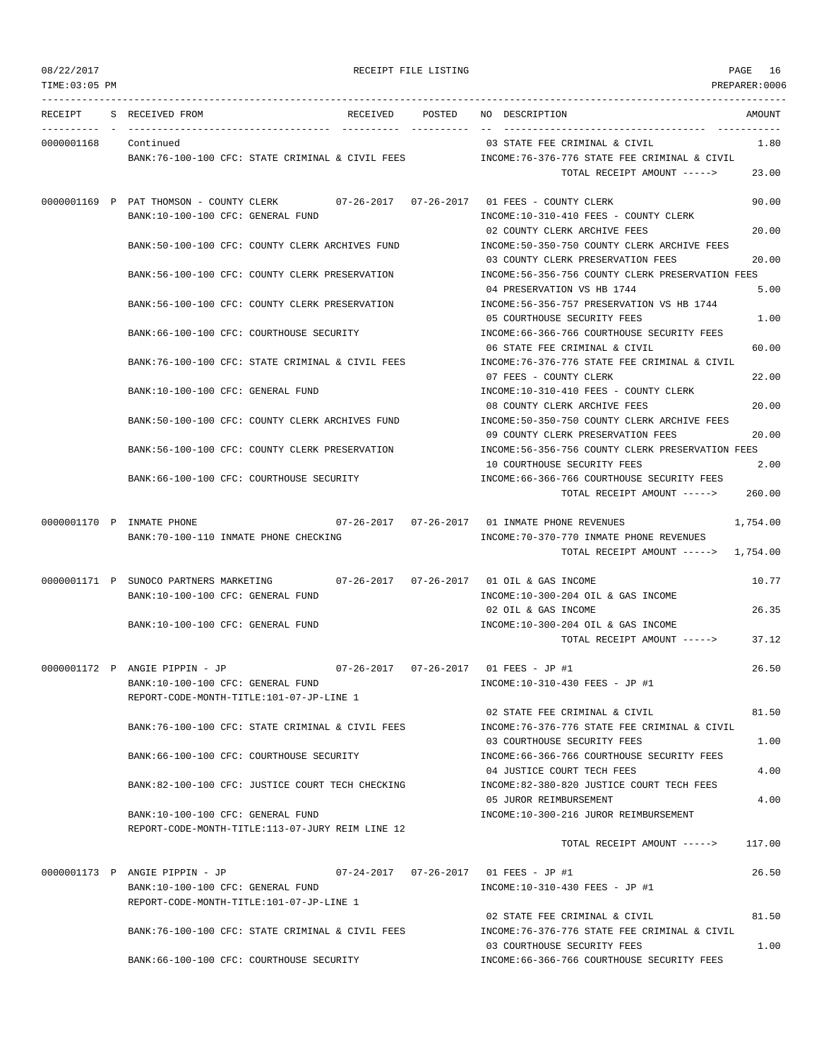RECEIPT FILE LISTING

| RECEIPT | S | RECEIVED FROM | RECEIVED | POSTED | NO | DESCRIPTION | AMOUNT |
|---|---|---|---|---|---|---|---|
| 0000001168 | | Continued | | | 03 | STATE FEE CRIMINAL & CIVIL | 1.80 |
| | | BANK:76-100-100 CFC: STATE CRIMINAL & CIVIL FEES | | | | INCOME:76-376-776 STATE FEE CRIMINAL & CIVIL | |
| | | | | | | TOTAL RECEIPT AMOUNT -----> | 23.00 |
| 0000001169 | P | PAT THOMSON - COUNTY CLERK | 07-26-2017 | 07-26-2017 | 01 | FEES - COUNTY CLERK | 90.00 |
| | | BANK:10-100-100 CFC: GENERAL FUND | | | | INCOME:10-310-410 FEES - COUNTY CLERK | |
| | | | | | 02 | COUNTY CLERK ARCHIVE FEES | 20.00 |
| | | BANK:50-100-100 CFC: COUNTY CLERK ARCHIVES FUND | | | | INCOME:50-350-750 COUNTY CLERK ARCHIVE FEES | |
| | | | | | 03 | COUNTY CLERK PRESERVATION FEES | 20.00 |
| | | BANK:56-100-100 CFC: COUNTY CLERK PRESERVATION | | | | INCOME:56-356-756 COUNTY CLERK PRESERVATION FEES | |
| | | | | | 04 | PRESERVATION VS HB 1744 | 5.00 |
| | | BANK:56-100-100 CFC: COUNTY CLERK PRESERVATION | | | | INCOME:56-356-757 PRESERVATION VS HB 1744 | |
| | | | | | 05 | COURTHOUSE SECURITY FEES | 1.00 |
| | | BANK:66-100-100 CFC: COURTHOUSE SECURITY | | | | INCOME:66-366-766 COURTHOUSE SECURITY FEES | |
| | | | | | 06 | STATE FEE CRIMINAL & CIVIL | 60.00 |
| | | BANK:76-100-100 CFC: STATE CRIMINAL & CIVIL FEES | | | | INCOME:76-376-776 STATE FEE CRIMINAL & CIVIL | |
| | | | | | 07 | FEES - COUNTY CLERK | 22.00 |
| | | BANK:10-100-100 CFC: GENERAL FUND | | | | INCOME:10-310-410 FEES - COUNTY CLERK | |
| | | | | | 08 | COUNTY CLERK ARCHIVE FEES | 20.00 |
| | | BANK:50-100-100 CFC: COUNTY CLERK ARCHIVES FUND | | | | INCOME:50-350-750 COUNTY CLERK ARCHIVE FEES | |
| | | | | | 09 | COUNTY CLERK PRESERVATION FEES | 20.00 |
| | | BANK:56-100-100 CFC: COUNTY CLERK PRESERVATION | | | | INCOME:56-356-756 COUNTY CLERK PRESERVATION FEES | |
| | | | | | 10 | COURTHOUSE SECURITY FEES | 2.00 |
| | | BANK:66-100-100 CFC: COURTHOUSE SECURITY | | | | INCOME:66-366-766 COURTHOUSE SECURITY FEES | |
| | | | | | | TOTAL RECEIPT AMOUNT -----> | 260.00 |
| 0000001170 | P | INMATE PHONE | 07-26-2017 | 07-26-2017 | 01 | INMATE PHONE REVENUES | 1,754.00 |
| | | BANK:70-100-110 INMATE PHONE CHECKING | | | | INCOME:70-370-770 INMATE PHONE REVENUES | |
| | | | | | | TOTAL RECEIPT AMOUNT -----> | 1,754.00 |
| 0000001171 | P | SUNOCO PARTNERS MARKETING | 07-26-2017 | 07-26-2017 | 01 | OIL & GAS INCOME | 10.77 |
| | | BANK:10-100-100 CFC: GENERAL FUND | | | | INCOME:10-300-204 OIL & GAS INCOME | |
| | | | | | 02 | OIL & GAS INCOME | 26.35 |
| | | BANK:10-100-100 CFC: GENERAL FUND | | | | INCOME:10-300-204 OIL & GAS INCOME | |
| | | | | | | TOTAL RECEIPT AMOUNT -----> | 37.12 |
| 0000001172 | P | ANGIE PIPPIN - JP | 07-26-2017 | 07-26-2017 | 01 | FEES - JP #1 | 26.50 |
| | | BANK:10-100-100 CFC: GENERAL FUND | | | | INCOME:10-310-430 FEES - JP #1 | |
| | | REPORT-CODE-MONTH-TITLE:101-07-JP-LINE 1 | | | | | |
| | | | | | 02 | STATE FEE CRIMINAL & CIVIL | 81.50 |
| | | BANK:76-100-100 CFC: STATE CRIMINAL & CIVIL FEES | | | | INCOME:76-376-776 STATE FEE CRIMINAL & CIVIL | |
| | | | | | 03 | COURTHOUSE SECURITY FEES | 1.00 |
| | | BANK:66-100-100 CFC: COURTHOUSE SECURITY | | | | INCOME:66-366-766 COURTHOUSE SECURITY FEES | |
| | | | | | 04 | JUSTICE COURT TECH FEES | 4.00 |
| | | BANK:82-100-100 CFC: JUSTICE COURT TECH CHECKING | | | | INCOME:82-380-820 JUSTICE COURT TECH FEES | |
| | | | | | 05 | JUROR REIMBURSEMENT | 4.00 |
| | | BANK:10-100-100 CFC: GENERAL FUND | | | | INCOME:10-300-216 JUROR REIMBURSEMENT | |
| | | REPORT-CODE-MONTH-TITLE:113-07-JURY REIM LINE 12 | | | | | |
| | | | | | | TOTAL RECEIPT AMOUNT -----> | 117.00 |
| 0000001173 | P | ANGIE PIPPIN - JP | 07-24-2017 | 07-26-2017 | 01 | FEES - JP #1 | 26.50 |
| | | BANK:10-100-100 CFC: GENERAL FUND | | | | INCOME:10-310-430 FEES - JP #1 | |
| | | REPORT-CODE-MONTH-TITLE:101-07-JP-LINE 1 | | | | | |
| | | | | | 02 | STATE FEE CRIMINAL & CIVIL | 81.50 |
| | | BANK:76-100-100 CFC: STATE CRIMINAL & CIVIL FEES | | | | INCOME:76-376-776 STATE FEE CRIMINAL & CIVIL | |
| | | | | | 03 | COURTHOUSE SECURITY FEES | 1.00 |
| | | BANK:66-100-100 CFC: COURTHOUSE SECURITY | | | | INCOME:66-366-766 COURTHOUSE SECURITY FEES | |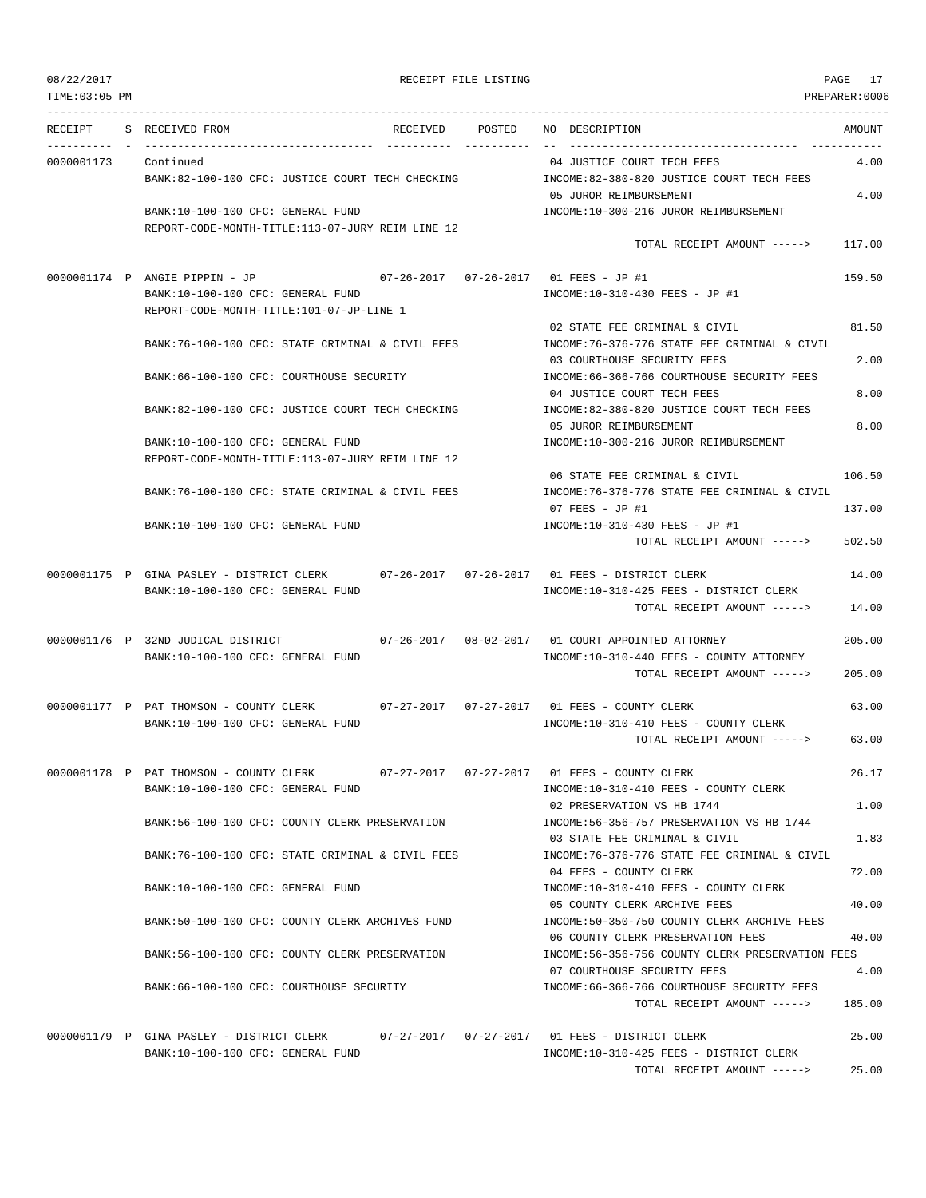08/22/2017 RECEIPT FILE LISTING PAGE 17

TIME:03:05 PM PREPARER:0006

| RECEIPT | S | RECEIVED FROM | RECEIVED | POSTED | NO | DESCRIPTION | AMOUNT |
|---|---|---|---|---|---|---|---|
| 0000001173 | | Continued | | | 04 | JUSTICE COURT TECH FEES | 4.00 |
| | | BANK:82-100-100 CFC: JUSTICE COURT TECH CHECKING | | | | INCOME:82-380-820 JUSTICE COURT TECH FEES | |
| | | | | | 05 | JUROR REIMBURSEMENT | 4.00 |
| | | BANK:10-100-100 CFC: GENERAL FUND | | | | INCOME:10-300-216 JUROR REIMBURSEMENT | |
| | | REPORT-CODE-MONTH-TITLE:113-07-JURY REIM LINE 12 | | | | | |
| | | | | | | TOTAL RECEIPT AMOUNT -----> | 117.00 |
| 0000001174 | P | ANGIE PIPPIN - JP | 07-26-2017 | 07-26-2017 | 01 | FEES - JP #1 | 159.50 |
| | | BANK:10-100-100 CFC: GENERAL FUND | | | | INCOME:10-310-430 FEES - JP #1 | |
| | | REPORT-CODE-MONTH-TITLE:101-07-JP-LINE 1 | | | | | |
| | | | | | 02 | STATE FEE CRIMINAL & CIVIL | 81.50 |
| | | BANK:76-100-100 CFC: STATE CRIMINAL & CIVIL FEES | | | | INCOME:76-376-776 STATE FEE CRIMINAL & CIVIL | |
| | | | | | 03 | COURTHOUSE SECURITY FEES | 2.00 |
| | | BANK:66-100-100 CFC: COURTHOUSE SECURITY | | | | INCOME:66-366-766 COURTHOUSE SECURITY FEES | |
| | | | | | 04 | JUSTICE COURT TECH FEES | 8.00 |
| | | BANK:82-100-100 CFC: JUSTICE COURT TECH CHECKING | | | | INCOME:82-380-820 JUSTICE COURT TECH FEES | |
| | | | | | 05 | JUROR REIMBURSEMENT | 8.00 |
| | | BANK:10-100-100 CFC: GENERAL FUND | | | | INCOME:10-300-216 JUROR REIMBURSEMENT | |
| | | REPORT-CODE-MONTH-TITLE:113-07-JURY REIM LINE 12 | | | | | |
| | | | | | 06 | STATE FEE CRIMINAL & CIVIL | 106.50 |
| | | BANK:76-100-100 CFC: STATE CRIMINAL & CIVIL FEES | | | | INCOME:76-376-776 STATE FEE CRIMINAL & CIVIL | |
| | | | | | 07 | FEES - JP #1 | 137.00 |
| | | BANK:10-100-100 CFC: GENERAL FUND | | | | INCOME:10-310-430 FEES - JP #1 | |
| | | | | | | TOTAL RECEIPT AMOUNT -----> | 502.50 |
| 0000001175 | P | GINA PASLEY - DISTRICT CLERK | 07-26-2017 | 07-26-2017 | 01 | FEES - DISTRICT CLERK | 14.00 |
| | | BANK:10-100-100 CFC: GENERAL FUND | | | | INCOME:10-310-425 FEES - DISTRICT CLERK | |
| | | | | | | TOTAL RECEIPT AMOUNT -----> | 14.00 |
| 0000001176 | P | 32ND JUDICAL DISTRICT | 07-26-2017 | 08-02-2017 | 01 | COURT APPOINTED ATTORNEY | 205.00 |
| | | BANK:10-100-100 CFC: GENERAL FUND | | | | INCOME:10-310-440 FEES - COUNTY ATTORNEY | |
| | | | | | | TOTAL RECEIPT AMOUNT -----> | 205.00 |
| 0000001177 | P | PAT THOMSON - COUNTY CLERK | 07-27-2017 | 07-27-2017 | 01 | FEES - COUNTY CLERK | 63.00 |
| | | BANK:10-100-100 CFC: GENERAL FUND | | | | INCOME:10-310-410 FEES - COUNTY CLERK | |
| | | | | | | TOTAL RECEIPT AMOUNT -----> | 63.00 |
| 0000001178 | P | PAT THOMSON - COUNTY CLERK | 07-27-2017 | 07-27-2017 | 01 | FEES - COUNTY CLERK | 26.17 |
| | | BANK:10-100-100 CFC: GENERAL FUND | | | | INCOME:10-310-410 FEES - COUNTY CLERK | |
| | | | | | 02 | PRESERVATION VS HB 1744 | 1.00 |
| | | BANK:56-100-100 CFC: COUNTY CLERK PRESERVATION | | | | INCOME:56-356-757 PRESERVATION VS HB 1744 | |
| | | | | | 03 | STATE FEE CRIMINAL & CIVIL | 1.83 |
| | | BANK:76-100-100 CFC: STATE CRIMINAL & CIVIL FEES | | | | INCOME:76-376-776 STATE FEE CRIMINAL & CIVIL | |
| | | | | | 04 | FEES - COUNTY CLERK | 72.00 |
| | | BANK:10-100-100 CFC: GENERAL FUND | | | | INCOME:10-310-410 FEES - COUNTY CLERK | |
| | | | | | 05 | COUNTY CLERK ARCHIVE FEES | 40.00 |
| | | BANK:50-100-100 CFC: COUNTY CLERK ARCHIVES FUND | | | | INCOME:50-350-750 COUNTY CLERK ARCHIVE FEES | |
| | | | | | 06 | COUNTY CLERK PRESERVATION FEES | 40.00 |
| | | BANK:56-100-100 CFC: COUNTY CLERK PRESERVATION | | | | INCOME:56-356-756 COUNTY CLERK PRESERVATION FEES | |
| | | | | | 07 | COURTHOUSE SECURITY FEES | 4.00 |
| | | BANK:66-100-100 CFC: COURTHOUSE SECURITY | | | | INCOME:66-366-766 COURTHOUSE SECURITY FEES | |
| | | | | | | TOTAL RECEIPT AMOUNT -----> | 185.00 |
| 0000001179 | P | GINA PASLEY - DISTRICT CLERK | 07-27-2017 | 07-27-2017 | 01 | FEES - DISTRICT CLERK | 25.00 |
| | | BANK:10-100-100 CFC: GENERAL FUND | | | | INCOME:10-310-425 FEES - DISTRICT CLERK | |
| | | | | | | TOTAL RECEIPT AMOUNT -----> | 25.00 |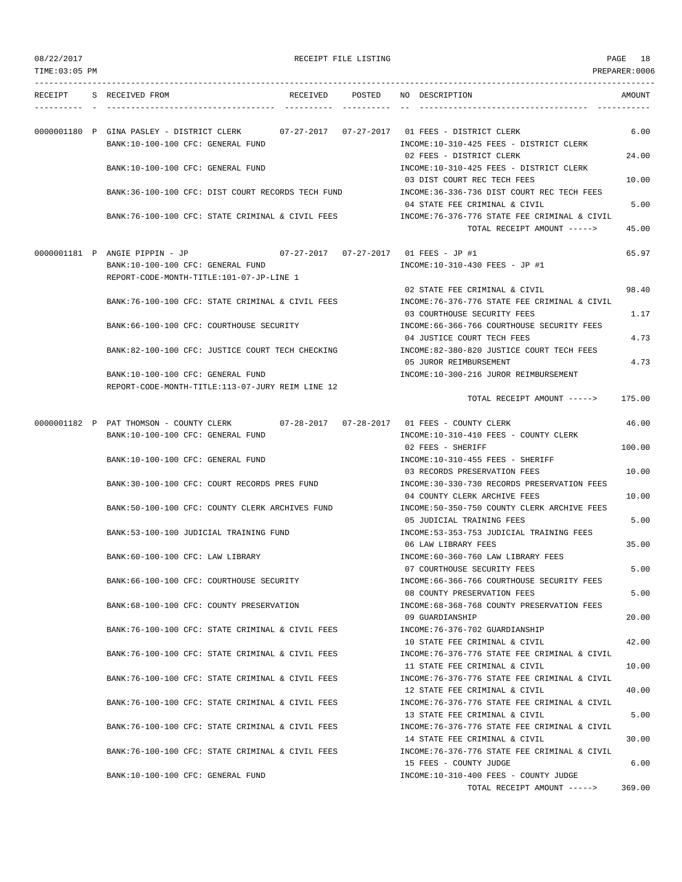RECEIPT FILE LISTING

TIME:03:05 PM — PREPARER:0006

08/22/2017

| RECEIPT | S | RECEIVED FROM | RECEIVED | POSTED | NO | DESCRIPTION | AMOUNT |
|---|---|---|---|---|---|---|---|
| 0000001180 | P | GINA PASLEY - DISTRICT CLERK | 07-27-2017 | 07-27-2017 | 01 | FEES - DISTRICT CLERK | 6.00 |
| | | BANK:10-100-100 CFC: GENERAL FUND | | | | INCOME:10-310-425 FEES - DISTRICT CLERK | |
| | | | | | 02 | FEES - DISTRICT CLERK | 24.00 |
| | | BANK:10-100-100 CFC: GENERAL FUND | | | | INCOME:10-310-425 FEES - DISTRICT CLERK | |
| | | | | | 03 | DIST COURT REC TECH FEES | 10.00 |
| | | BANK:36-100-100 CFC: DIST COURT RECORDS TECH FUND | | | | INCOME:36-336-736 DIST COURT REC TECH FEES | |
| | | | | | 04 | STATE FEE CRIMINAL & CIVIL | 5.00 |
| | | BANK:76-100-100 CFC: STATE CRIMINAL & CIVIL FEES | | | | INCOME:76-376-776 STATE FEE CRIMINAL & CIVIL | |
| | | | | | | TOTAL RECEIPT AMOUNT -----> | 45.00 |
| 0000001181 | P | ANGIE PIPPIN - JP | 07-27-2017 | 07-27-2017 | 01 | FEES - JP #1 | 65.97 |
| | | BANK:10-100-100 CFC: GENERAL FUND | | | | INCOME:10-310-430 FEES - JP #1 | |
| | | REPORT-CODE-MONTH-TITLE:101-07-JP-LINE 1 | | | | | |
| | | | | | 02 | STATE FEE CRIMINAL & CIVIL | 98.40 |
| | | BANK:76-100-100 CFC: STATE CRIMINAL & CIVIL FEES | | | | INCOME:76-376-776 STATE FEE CRIMINAL & CIVIL | |
| | | | | | 03 | COURTHOUSE SECURITY FEES | 1.17 |
| | | BANK:66-100-100 CFC: COURTHOUSE SECURITY | | | | INCOME:66-366-766 COURTHOUSE SECURITY FEES | |
| | | | | | 04 | JUSTICE COURT TECH FEES | 4.73 |
| | | BANK:82-100-100 CFC: JUSTICE COURT TECH CHECKING | | | | INCOME:82-380-820 JUSTICE COURT TECH FEES | |
| | | | | | 05 | JUROR REIMBURSEMENT | 4.73 |
| | | BANK:10-100-100 CFC: GENERAL FUND | | | | INCOME:10-300-216 JUROR REIMBURSEMENT | |
| | | REPORT-CODE-MONTH-TITLE:113-07-JURY REIM LINE 12 | | | | | |
| | | | | | | TOTAL RECEIPT AMOUNT -----> | 175.00 |
| 0000001182 | P | PAT THOMSON - COUNTY CLERK | 07-28-2017 | 07-28-2017 | 01 | FEES - COUNTY CLERK | 46.00 |
| | | BANK:10-100-100 CFC: GENERAL FUND | | | | INCOME:10-310-410 FEES - COUNTY CLERK | |
| | | | | | 02 | FEES - SHERIFF | 100.00 |
| | | BANK:10-100-100 CFC: GENERAL FUND | | | | INCOME:10-310-455 FEES - SHERIFF | |
| | | | | | 03 | RECORDS PRESERVATION FEES | 10.00 |
| | | BANK:30-100-100 CFC: COURT RECORDS PRES FUND | | | | INCOME:30-330-730 RECORDS PRESERVATION FEES | |
| | | | | | 04 | COUNTY CLERK ARCHIVE FEES | 10.00 |
| | | BANK:50-100-100 CFC: COUNTY CLERK ARCHIVES FUND | | | | INCOME:50-350-750 COUNTY CLERK ARCHIVE FEES | |
| | | | | | 05 | JUDICIAL TRAINING FEES | 5.00 |
| | | BANK:53-100-100 JUDICIAL TRAINING FUND | | | | INCOME:53-353-753 JUDICIAL TRAINING FEES | |
| | | | | | 06 | LAW LIBRARY FEES | 35.00 |
| | | BANK:60-100-100 CFC: LAW LIBRARY | | | | INCOME:60-360-760 LAW LIBRARY FEES | |
| | | | | | 07 | COURTHOUSE SECURITY FEES | 5.00 |
| | | BANK:66-100-100 CFC: COURTHOUSE SECURITY | | | | INCOME:66-366-766 COURTHOUSE SECURITY FEES | |
| | | | | | 08 | COUNTY PRESERVATION FEES | 5.00 |
| | | BANK:68-100-100 CFC: COUNTY PRESERVATION | | | | INCOME:68-368-768 COUNTY PRESERVATION FEES | |
| | | | | | 09 | GUARDIANSHIP | 20.00 |
| | | BANK:76-100-100 CFC: STATE CRIMINAL & CIVIL FEES | | | | INCOME:76-376-702 GUARDIANSHIP | |
| | | | | | 10 | STATE FEE CRIMINAL & CIVIL | 42.00 |
| | | BANK:76-100-100 CFC: STATE CRIMINAL & CIVIL FEES | | | | INCOME:76-376-776 STATE FEE CRIMINAL & CIVIL | |
| | | | | | 11 | STATE FEE CRIMINAL & CIVIL | 10.00 |
| | | BANK:76-100-100 CFC: STATE CRIMINAL & CIVIL FEES | | | | INCOME:76-376-776 STATE FEE CRIMINAL & CIVIL | |
| | | | | | 12 | STATE FEE CRIMINAL & CIVIL | 40.00 |
| | | BANK:76-100-100 CFC: STATE CRIMINAL & CIVIL FEES | | | | INCOME:76-376-776 STATE FEE CRIMINAL & CIVIL | |
| | | | | | 13 | STATE FEE CRIMINAL & CIVIL | 5.00 |
| | | BANK:76-100-100 CFC: STATE CRIMINAL & CIVIL FEES | | | | INCOME:76-376-776 STATE FEE CRIMINAL & CIVIL | |
| | | | | | 14 | STATE FEE CRIMINAL & CIVIL | 30.00 |
| | | BANK:76-100-100 CFC: STATE CRIMINAL & CIVIL FEES | | | | INCOME:76-376-776 STATE FEE CRIMINAL & CIVIL | |
| | | | | | 15 | FEES - COUNTY JUDGE | 6.00 |
| | | BANK:10-100-100 CFC: GENERAL FUND | | | | INCOME:10-310-400 FEES - COUNTY JUDGE | |
| | | | | | | TOTAL RECEIPT AMOUNT -----> | 369.00 |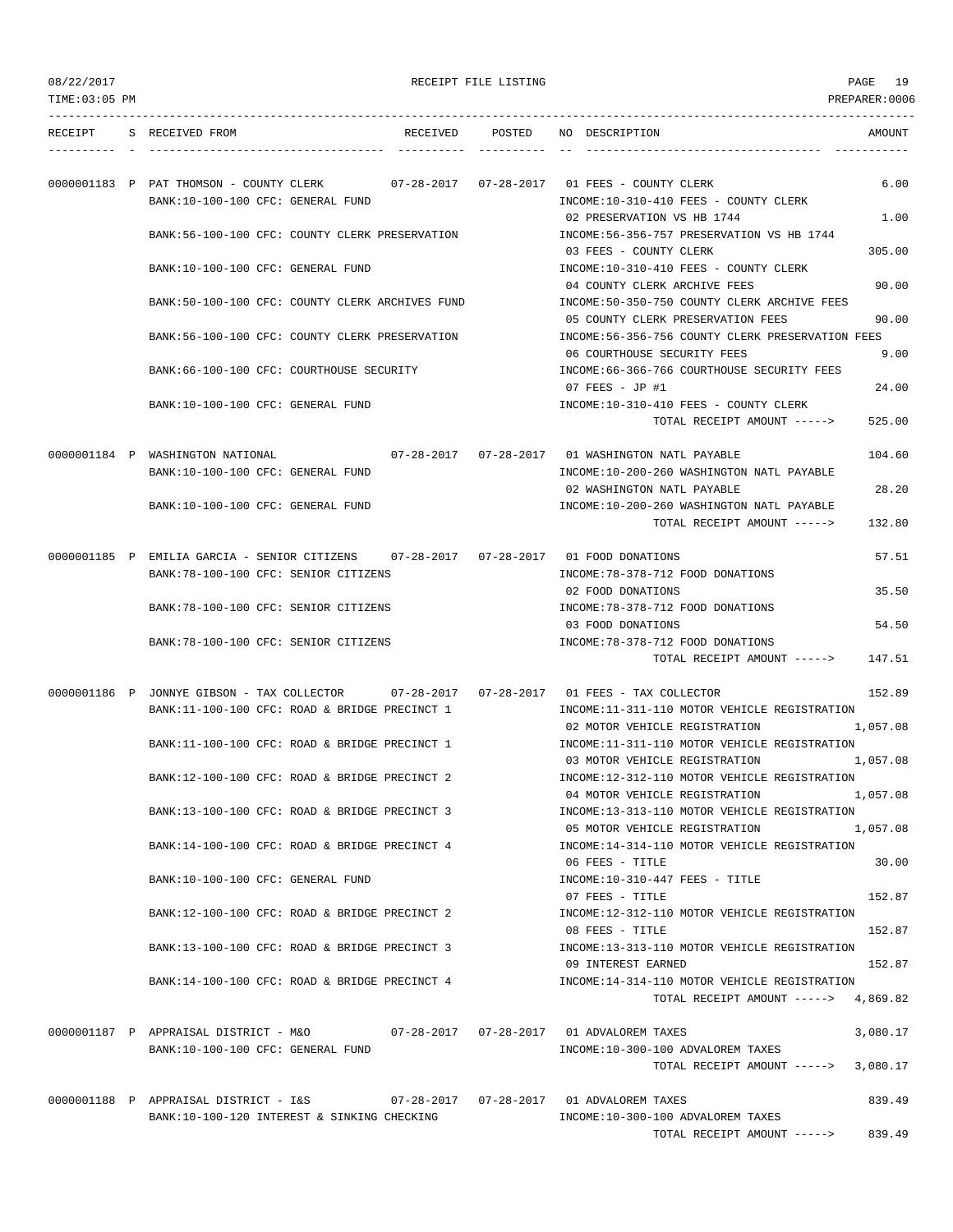08/22/2017 RECEIPT FILE LISTING PAGE 19
TIME:03:05 PM PREPARER:0006

| RECEIPT | S | RECEIVED FROM | RECEIVED | POSTED | NO | DESCRIPTION | AMOUNT |
|---|---|---|---|---|---|---|---|
| 0000001183 | P | PAT THOMSON - COUNTY CLERK | 07-28-2017 | 07-28-2017 | 01 | FEES - COUNTY CLERK | 6.00 |
| | | BANK:10-100-100 CFC: GENERAL FUND | | | | INCOME:10-310-410 FEES - COUNTY CLERK | |
| | | | | | 02 | PRESERVATION VS HB 1744 | 1.00 |
| | | BANK:56-100-100 CFC: COUNTY CLERK PRESERVATION | | | | INCOME:56-356-757 PRESERVATION VS HB 1744 | |
| | | | | | 03 | FEES - COUNTY CLERK | 305.00 |
| | | BANK:10-100-100 CFC: GENERAL FUND | | | | INCOME:10-310-410 FEES - COUNTY CLERK | |
| | | | | | 04 | COUNTY CLERK ARCHIVE FEES | 90.00 |
| | | BANK:50-100-100 CFC: COUNTY CLERK ARCHIVES FUND | | | | INCOME:50-350-750 COUNTY CLERK ARCHIVE FEES | |
| | | | | | 05 | COUNTY CLERK PRESERVATION FEES | 90.00 |
| | | BANK:56-100-100 CFC: COUNTY CLERK PRESERVATION | | | | INCOME:56-356-756 COUNTY CLERK PRESERVATION FEES | |
| | | | | | 06 | COURTHOUSE SECURITY FEES | 9.00 |
| | | BANK:66-100-100 CFC: COURTHOUSE SECURITY | | | | INCOME:66-366-766 COURTHOUSE SECURITY FEES | |
| | | | | | 07 | FEES - JP #1 | 24.00 |
| | | BANK:10-100-100 CFC: GENERAL FUND | | | | INCOME:10-310-410 FEES - COUNTY CLERK | |
| | | | | | | TOTAL RECEIPT AMOUNT -----> | 525.00 |
| 0000001184 | P | WASHINGTON NATIONAL | 07-28-2017 | 07-28-2017 | 01 | WASHINGTON NATL PAYABLE | 104.60 |
| | | BANK:10-100-100 CFC: GENERAL FUND | | | | INCOME:10-200-260 WASHINGTON NATL PAYABLE | |
| | | | | | 02 | WASHINGTON NATL PAYABLE | 28.20 |
| | | BANK:10-100-100 CFC: GENERAL FUND | | | | INCOME:10-200-260 WASHINGTON NATL PAYABLE | |
| | | | | | | TOTAL RECEIPT AMOUNT -----> | 132.80 |
| 0000001185 | P | EMILIA GARCIA - SENIOR CITIZENS | 07-28-2017 | 07-28-2017 | 01 | FOOD DONATIONS | 57.51 |
| | | BANK:78-100-100 CFC: SENIOR CITIZENS | | | | INCOME:78-378-712 FOOD DONATIONS | |
| | | | | | 02 | FOOD DONATIONS | 35.50 |
| | | BANK:78-100-100 CFC: SENIOR CITIZENS | | | | INCOME:78-378-712 FOOD DONATIONS | |
| | | | | | 03 | FOOD DONATIONS | 54.50 |
| | | BANK:78-100-100 CFC: SENIOR CITIZENS | | | | INCOME:78-378-712 FOOD DONATIONS | |
| | | | | | | TOTAL RECEIPT AMOUNT -----> | 147.51 |
| 0000001186 | P | JONNYE GIBSON - TAX COLLECTOR | 07-28-2017 | 07-28-2017 | 01 | FEES - TAX COLLECTOR | 152.89 |
| | | BANK:11-100-100 CFC: ROAD & BRIDGE PRECINCT 1 | | | | INCOME:11-311-110 MOTOR VEHICLE REGISTRATION | |
| | | | | | 02 | MOTOR VEHICLE REGISTRATION | 1,057.08 |
| | | BANK:11-100-100 CFC: ROAD & BRIDGE PRECINCT 1 | | | | INCOME:11-311-110 MOTOR VEHICLE REGISTRATION | |
| | | | | | 03 | MOTOR VEHICLE REGISTRATION | 1,057.08 |
| | | BANK:12-100-100 CFC: ROAD & BRIDGE PRECINCT 2 | | | | INCOME:12-312-110 MOTOR VEHICLE REGISTRATION | |
| | | | | | 04 | MOTOR VEHICLE REGISTRATION | 1,057.08 |
| | | BANK:13-100-100 CFC: ROAD & BRIDGE PRECINCT 3 | | | | INCOME:13-313-110 MOTOR VEHICLE REGISTRATION | |
| | | | | | 05 | MOTOR VEHICLE REGISTRATION | 1,057.08 |
| | | BANK:14-100-100 CFC: ROAD & BRIDGE PRECINCT 4 | | | | INCOME:14-314-110 MOTOR VEHICLE REGISTRATION | |
| | | | | | 06 | FEES - TITLE | 30.00 |
| | | BANK:10-100-100 CFC: GENERAL FUND | | | | INCOME:10-310-447 FEES - TITLE | |
| | | | | | 07 | FEES - TITLE | 152.87 |
| | | BANK:12-100-100 CFC: ROAD & BRIDGE PRECINCT 2 | | | | INCOME:12-312-110 MOTOR VEHICLE REGISTRATION | |
| | | | | | 08 | FEES - TITLE | 152.87 |
| | | BANK:13-100-100 CFC: ROAD & BRIDGE PRECINCT 3 | | | | INCOME:13-313-110 MOTOR VEHICLE REGISTRATION | |
| | | | | | 09 | INTEREST EARNED | 152.87 |
| | | BANK:14-100-100 CFC: ROAD & BRIDGE PRECINCT 4 | | | | INCOME:14-314-110 MOTOR VEHICLE REGISTRATION | |
| | | | | | | TOTAL RECEIPT AMOUNT -----> | 4,869.82 |
| 0000001187 | P | APPRAISAL DISTRICT - M&O | 07-28-2017 | 07-28-2017 | 01 | ADVALOREM TAXES | 3,080.17 |
| | | BANK:10-100-100 CFC: GENERAL FUND | | | | INCOME:10-300-100 ADVALOREM TAXES | |
| | | | | | | TOTAL RECEIPT AMOUNT -----> | 3,080.17 |
| 0000001188 | P | APPRAISAL DISTRICT - I&S | 07-28-2017 | 07-28-2017 | 01 | ADVALOREM TAXES | 839.49 |
| | | BANK:10-100-120 INTEREST & SINKING CHECKING | | | | INCOME:10-300-100 ADVALOREM TAXES | |
| | | | | | | TOTAL RECEIPT AMOUNT -----> | 839.49 |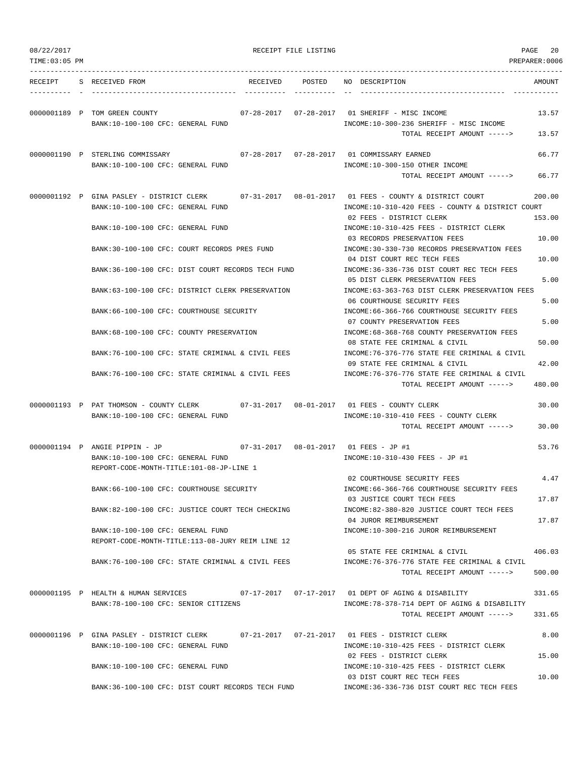RECEIPT FILE LISTING

TIME:03:05 PM — PREPARER:0006 — 08/22/2017

| RECEIPT | S | RECEIVED FROM | RECEIVED | POSTED | NO | DESCRIPTION | AMOUNT |
|---|---|---|---|---|---|---|---|
| 0000001189 | P | TOM GREEN COUNTY | 07-28-2017 | 07-28-2017 | 01 | SHERIFF - MISC INCOME | 13.57 |
| | | BANK:10-100-100 CFC: GENERAL FUND | | | | INCOME:10-300-236 SHERIFF - MISC INCOME | |
| | | | | | | TOTAL RECEIPT AMOUNT -----> | 13.57 |
| 0000001190 | P | STERLING COMMISSARY | 07-28-2017 | 07-28-2017 | 01 | COMMISSARY EARNED | 66.77 |
| | | BANK:10-100-100 CFC: GENERAL FUND | | | | INCOME:10-300-150 OTHER INCOME | |
| | | | | | | TOTAL RECEIPT AMOUNT -----> | 66.77 |
| 0000001192 | P | GINA PASLEY - DISTRICT CLERK | 07-31-2017 | 08-01-2017 | 01 | FEES - COUNTY & DISTRICT COURT | 200.00 |
| | | BANK:10-100-100 CFC: GENERAL FUND | | | | INCOME:10-310-420 FEES - COUNTY & DISTRICT COURT | |
| | | | | | 02 | FEES - DISTRICT CLERK | 153.00 |
| | | BANK:10-100-100 CFC: GENERAL FUND | | | | INCOME:10-310-425 FEES - DISTRICT CLERK | |
| | | | | | 03 | RECORDS PRESERVATION FEES | 10.00 |
| | | BANK:30-100-100 CFC: COURT RECORDS PRES FUND | | | | INCOME:30-330-730 RECORDS PRESERVATION FEES | |
| | | | | | 04 | DIST COURT REC TECH FEES | 10.00 |
| | | BANK:36-100-100 CFC: DIST COURT RECORDS TECH FUND | | | | INCOME:36-336-736 DIST COURT REC TECH FEES | |
| | | | | | 05 | DIST CLERK PRESERVATION FEES | 5.00 |
| | | BANK:63-100-100 CFC: DISTRICT CLERK PRESERVATION | | | | INCOME:63-363-763 DIST CLERK PRESERVATION FEES | |
| | | | | | 06 | COURTHOUSE SECURITY FEES | 5.00 |
| | | BANK:66-100-100 CFC: COURTHOUSE SECURITY | | | | INCOME:66-366-766 COURTHOUSE SECURITY FEES | |
| | | | | | 07 | COUNTY PRESERVATION FEES | 5.00 |
| | | BANK:68-100-100 CFC: COUNTY PRESERVATION | | | | INCOME:68-368-768 COUNTY PRESERVATION FEES | |
| | | | | | 08 | STATE FEE CRIMINAL & CIVIL | 50.00 |
| | | BANK:76-100-100 CFC: STATE CRIMINAL & CIVIL FEES | | | | INCOME:76-376-776 STATE FEE CRIMINAL & CIVIL | |
| | | | | | 09 | STATE FEE CRIMINAL & CIVIL | 42.00 |
| | | BANK:76-100-100 CFC: STATE CRIMINAL & CIVIL FEES | | | | INCOME:76-376-776 STATE FEE CRIMINAL & CIVIL | |
| | | | | | | TOTAL RECEIPT AMOUNT -----> | 480.00 |
| 0000001193 | P | PAT THOMSON - COUNTY CLERK | 07-31-2017 | 08-01-2017 | 01 | FEES - COUNTY CLERK | 30.00 |
| | | BANK:10-100-100 CFC: GENERAL FUND | | | | INCOME:10-310-410 FEES - COUNTY CLERK | |
| | | | | | | TOTAL RECEIPT AMOUNT -----> | 30.00 |
| 0000001194 | P | ANGIE PIPPIN - JP | 07-31-2017 | 08-01-2017 | 01 | FEES - JP #1 | 53.76 |
| | | BANK:10-100-100 CFC: GENERAL FUND | | | | INCOME:10-310-430 FEES - JP #1 | |
| | | REPORT-CODE-MONTH-TITLE:101-08-JP-LINE 1 | | | | | |
| | | | | | 02 | COURTHOUSE SECURITY FEES | 4.47 |
| | | BANK:66-100-100 CFC: COURTHOUSE SECURITY | | | | INCOME:66-366-766 COURTHOUSE SECURITY FEES | |
| | | | | | 03 | JUSTICE COURT TECH FEES | 17.87 |
| | | BANK:82-100-100 CFC: JUSTICE COURT TECH CHECKING | | | | INCOME:82-380-820 JUSTICE COURT TECH FEES | |
| | | | | | 04 | JUROR REIMBURSEMENT | 17.87 |
| | | BANK:10-100-100 CFC: GENERAL FUND | | | | INCOME:10-300-216 JUROR REIMBURSEMENT | |
| | | REPORT-CODE-MONTH-TITLE:113-08-JURY REIM LINE 12 | | | | | |
| | | | | | 05 | STATE FEE CRIMINAL & CIVIL | 406.03 |
| | | BANK:76-100-100 CFC: STATE CRIMINAL & CIVIL FEES | | | | INCOME:76-376-776 STATE FEE CRIMINAL & CIVIL | |
| | | | | | | TOTAL RECEIPT AMOUNT -----> | 500.00 |
| 0000001195 | P | HEALTH & HUMAN SERVICES | 07-17-2017 | 07-17-2017 | 01 | DEPT OF AGING & DISABILITY | 331.65 |
| | | BANK:78-100-100 CFC: SENIOR CITIZENS | | | | INCOME:78-378-714 DEPT OF AGING & DISABILITY | |
| | | | | | | TOTAL RECEIPT AMOUNT -----> | 331.65 |
| 0000001196 | P | GINA PASLEY - DISTRICT CLERK | 07-21-2017 | 07-21-2017 | 01 | FEES - DISTRICT CLERK | 8.00 |
| | | BANK:10-100-100 CFC: GENERAL FUND | | | | INCOME:10-310-425 FEES - DISTRICT CLERK | |
| | | | | | 02 | FEES - DISTRICT CLERK | 15.00 |
| | | BANK:10-100-100 CFC: GENERAL FUND | | | | INCOME:10-310-425 FEES - DISTRICT CLERK | |
| | | | | | 03 | DIST COURT REC TECH FEES | 10.00 |
| | | BANK:36-100-100 CFC: DIST COURT RECORDS TECH FUND | | | | INCOME:36-336-736 DIST COURT REC TECH FEES | |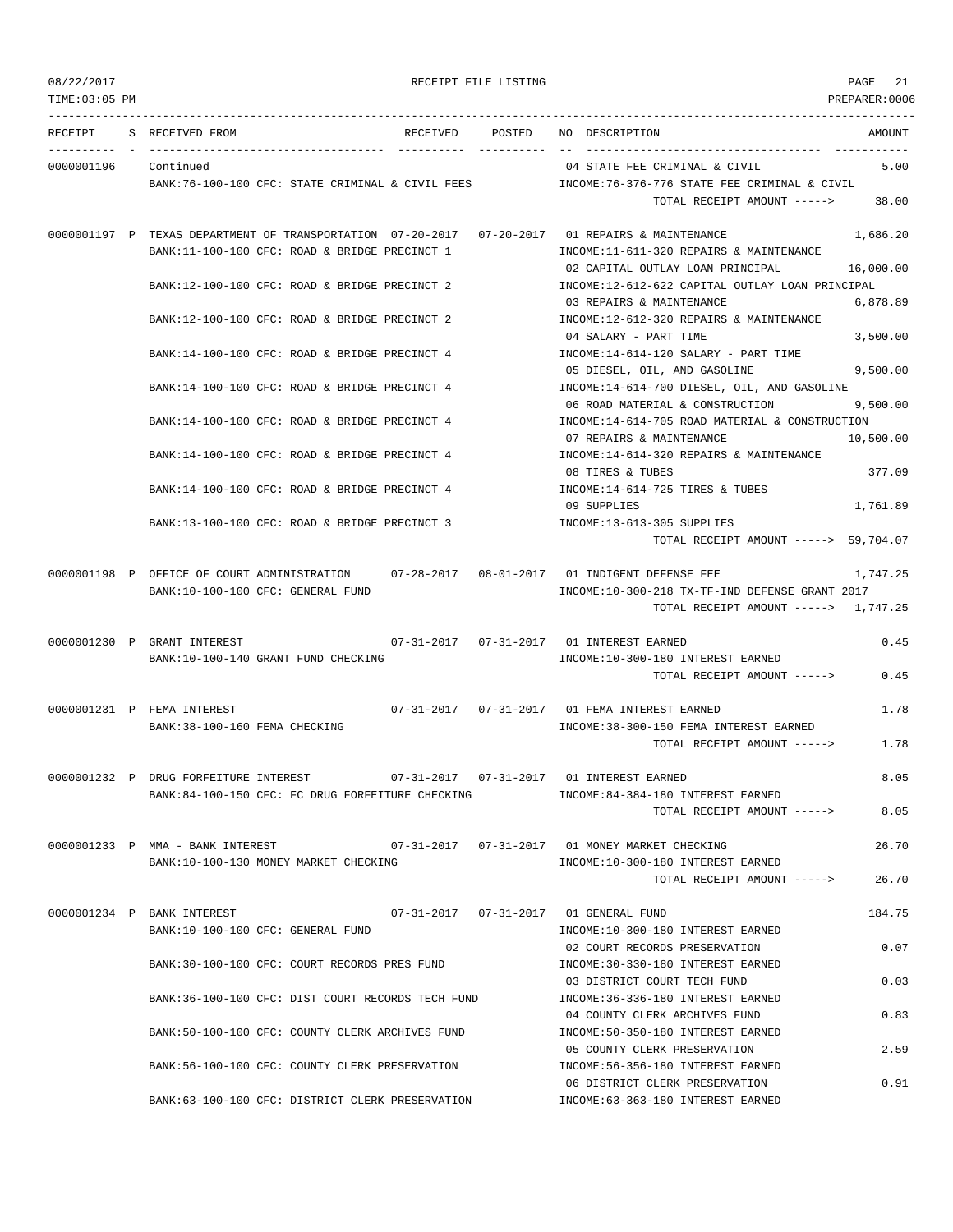08/22/2017 RECEIPT FILE LISTING
TIME:03:05 PM PREPARER:0006

| RECEIPT | S | RECEIVED FROM | RECEIVED | POSTED | NO | DESCRIPTION | AMOUNT |
|---|---|---|---|---|---|---|---|
| 0000001196 | | Continued | | | 04 | STATE FEE CRIMINAL & CIVIL | 5.00 |
| | | BANK:76-100-100 CFC: STATE CRIMINAL & CIVIL FEES | | | | INCOME:76-376-776 STATE FEE CRIMINAL & CIVIL | |
| | | | | | | TOTAL RECEIPT AMOUNT -----> | 38.00 |
| 0000001197 | P | TEXAS DEPARTMENT OF TRANSPORTATION | 07-20-2017 | 07-20-2017 | 01 | REPAIRS & MAINTENANCE | 1,686.20 |
| | | BANK:11-100-100 CFC: ROAD & BRIDGE PRECINCT 1 | | | | INCOME:11-611-320 REPAIRS & MAINTENANCE | |
| | | | | | 02 | CAPITAL OUTLAY LOAN PRINCIPAL | 16,000.00 |
| | | BANK:12-100-100 CFC: ROAD & BRIDGE PRECINCT 2 | | | | INCOME:12-612-622 CAPITAL OUTLAY LOAN PRINCIPAL | |
| | | | | | 03 | REPAIRS & MAINTENANCE | 6,878.89 |
| | | BANK:12-100-100 CFC: ROAD & BRIDGE PRECINCT 2 | | | | INCOME:12-612-320 REPAIRS & MAINTENANCE | |
| | | | | | 04 | SALARY - PART TIME | 3,500.00 |
| | | BANK:14-100-100 CFC: ROAD & BRIDGE PRECINCT 4 | | | | INCOME:14-614-120 SALARY - PART TIME | |
| | | | | | 05 | DIESEL, OIL, AND GASOLINE | 9,500.00 |
| | | BANK:14-100-100 CFC: ROAD & BRIDGE PRECINCT 4 | | | | INCOME:14-614-700 DIESEL, OIL, AND GASOLINE | |
| | | | | | 06 | ROAD MATERIAL & CONSTRUCTION | 9,500.00 |
| | | BANK:14-100-100 CFC: ROAD & BRIDGE PRECINCT 4 | | | | INCOME:14-614-705 ROAD MATERIAL & CONSTRUCTION | |
| | | | | | 07 | REPAIRS & MAINTENANCE | 10,500.00 |
| | | BANK:14-100-100 CFC: ROAD & BRIDGE PRECINCT 4 | | | | INCOME:14-614-320 REPAIRS & MAINTENANCE | |
| | | | | | 08 | TIRES & TUBES | 377.09 |
| | | BANK:14-100-100 CFC: ROAD & BRIDGE PRECINCT 4 | | | | INCOME:14-614-725 TIRES & TUBES | |
| | | | | | 09 | SUPPLIES | 1,761.89 |
| | | BANK:13-100-100 CFC: ROAD & BRIDGE PRECINCT 3 | | | | INCOME:13-613-305 SUPPLIES | |
| | | | | | | TOTAL RECEIPT AMOUNT -----> | 59,704.07 |
| 0000001198 | P | OFFICE OF COURT ADMINISTRATION | 07-28-2017 | 08-01-2017 | 01 | INDIGENT DEFENSE FEE | 1,747.25 |
| | | BANK:10-100-100 CFC: GENERAL FUND | | | | INCOME:10-300-218 TX-TF-IND DEFENSE GRANT 2017 | |
| | | | | | | TOTAL RECEIPT AMOUNT -----> | 1,747.25 |
| 0000001230 | P | GRANT INTEREST | 07-31-2017 | 07-31-2017 | 01 | INTEREST EARNED | 0.45 |
| | | BANK:10-100-140 GRANT FUND CHECKING | | | | INCOME:10-300-180 INTEREST EARNED | |
| | | | | | | TOTAL RECEIPT AMOUNT -----> | 0.45 |
| 0000001231 | P | FEMA INTEREST | 07-31-2017 | 07-31-2017 | 01 | FEMA INTEREST EARNED | 1.78 |
| | | BANK:38-100-160 FEMA CHECKING | | | | INCOME:38-300-150 FEMA INTEREST EARNED | |
| | | | | | | TOTAL RECEIPT AMOUNT -----> | 1.78 |
| 0000001232 | P | DRUG FORFEITURE INTEREST | 07-31-2017 | 07-31-2017 | 01 | INTEREST EARNED | 8.05 |
| | | BANK:84-100-150 CFC: FC DRUG FORFEITURE CHECKING | | | | INCOME:84-384-180 INTEREST EARNED | |
| | | | | | | TOTAL RECEIPT AMOUNT -----> | 8.05 |
| 0000001233 | P | MMA - BANK INTEREST | 07-31-2017 | 07-31-2017 | 01 | MONEY MARKET CHECKING | 26.70 |
| | | BANK:10-100-130 MONEY MARKET CHECKING | | | | INCOME:10-300-180 INTEREST EARNED | |
| | | | | | | TOTAL RECEIPT AMOUNT -----> | 26.70 |
| 0000001234 | P | BANK INTEREST | 07-31-2017 | 07-31-2017 | 01 | GENERAL FUND | 184.75 |
| | | BANK:10-100-100 CFC: GENERAL FUND | | | | INCOME:10-300-180 INTEREST EARNED | |
| | | | | | 02 | COURT RECORDS PRESERVATION | 0.07 |
| | | BANK:30-100-100 CFC: COURT RECORDS PRES FUND | | | | INCOME:30-330-180 INTEREST EARNED | |
| | | | | | 03 | DISTRICT COURT TECH FUND | 0.03 |
| | | BANK:36-100-100 CFC: DIST COURT RECORDS TECH FUND | | | | INCOME:36-336-180 INTEREST EARNED | |
| | | | | | 04 | COUNTY CLERK ARCHIVES FUND | 0.83 |
| | | BANK:50-100-100 CFC: COUNTY CLERK ARCHIVES FUND | | | | INCOME:50-350-180 INTEREST EARNED | |
| | | | | | 05 | COUNTY CLERK PRESERVATION | 2.59 |
| | | BANK:56-100-100 CFC: COUNTY CLERK PRESERVATION | | | | INCOME:56-356-180 INTEREST EARNED | |
| | | | | | 06 | DISTRICT CLERK PRESERVATION | 0.91 |
| | | BANK:63-100-100 CFC: DISTRICT CLERK PRESERVATION | | | | INCOME:63-363-180 INTEREST EARNED | |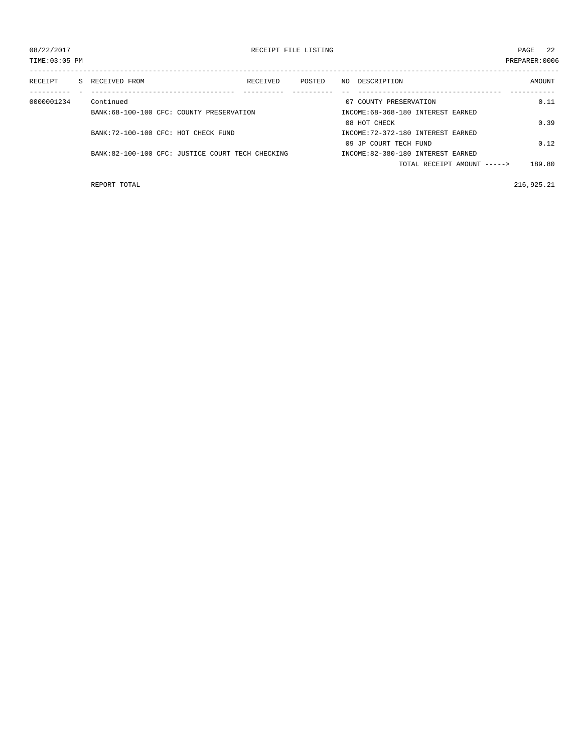08/22/2017 RECEIPT FILE LISTING

TIME:03:05 PM PREPARER:0006

| RECEIPT | S | RECEIVED FROM | RECEIVED | POSTED | NO | DESCRIPTION | AMOUNT |
|---|---|---|---|---|---|---|---|
| 0000001234 | | Continued | | | 07 | COUNTY PRESERVATION | 0.11 |
| | | BANK:68-100-100 CFC: COUNTY PRESERVATION | | | | INCOME:68-368-180 INTEREST EARNED | |
| | | | | | 08 | HOT CHECK | 0.39 |
| | | BANK:72-100-100 CFC: HOT CHECK FUND | | | | INCOME:72-372-180 INTEREST EARNED | |
| | | | | | 09 | JP COURT TECH FUND | 0.12 |
| | | BANK:82-100-100 CFC: JUSTICE COURT TECH CHECKING | | | | INCOME:82-380-180 INTEREST EARNED | |
| | | | | | | TOTAL RECEIPT AMOUNT -----> | 189.80 |
| | | REPORT TOTAL | | | | | 216,925.21 |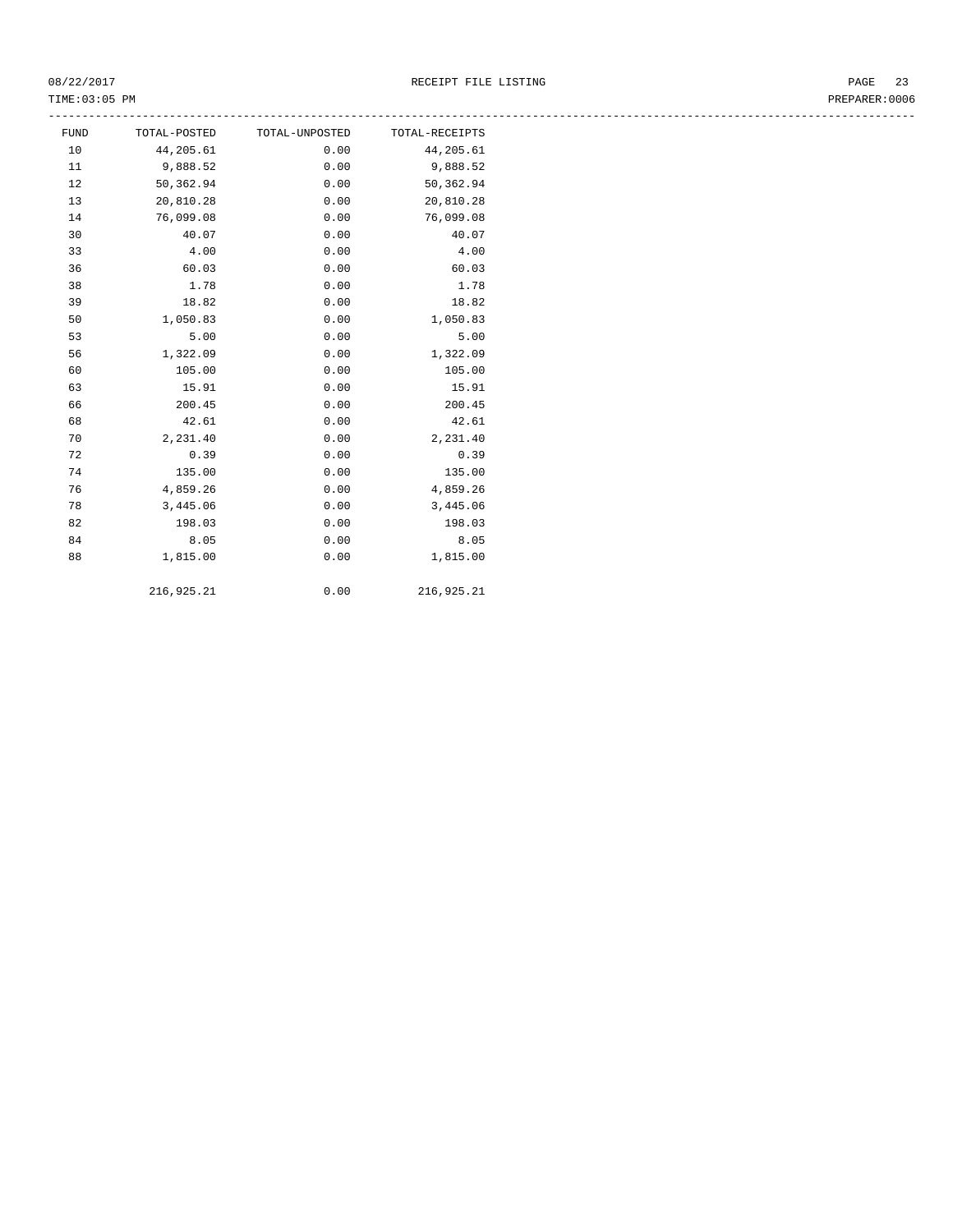| FUND | TOTAL-POSTED | TOTAL-UNPOSTED | TOTAL-RECEIPTS |
| --- | --- | --- | --- |
| 10 | 44,205.61 | 0.00 | 44,205.61 |
| 11 | 9,888.52 | 0.00 | 9,888.52 |
| 12 | 50,362.94 | 0.00 | 50,362.94 |
| 13 | 20,810.28 | 0.00 | 20,810.28 |
| 14 | 76,099.08 | 0.00 | 76,099.08 |
| 30 | 40.07 | 0.00 | 40.07 |
| 33 | 4.00 | 0.00 | 4.00 |
| 36 | 60.03 | 0.00 | 60.03 |
| 38 | 1.78 | 0.00 | 1.78 |
| 39 | 18.82 | 0.00 | 18.82 |
| 50 | 1,050.83 | 0.00 | 1,050.83 |
| 53 | 5.00 | 0.00 | 5.00 |
| 56 | 1,322.09 | 0.00 | 1,322.09 |
| 60 | 105.00 | 0.00 | 105.00 |
| 63 | 15.91 | 0.00 | 15.91 |
| 66 | 200.45 | 0.00 | 200.45 |
| 68 | 42.61 | 0.00 | 42.61 |
| 70 | 2,231.40 | 0.00 | 2,231.40 |
| 72 | 0.39 | 0.00 | 0.39 |
| 74 | 135.00 | 0.00 | 135.00 |
| 76 | 4,859.26 | 0.00 | 4,859.26 |
| 78 | 3,445.06 | 0.00 | 3,445.06 |
| 82 | 198.03 | 0.00 | 198.03 |
| 84 | 8.05 | 0.00 | 8.05 |
| 88 | 1,815.00 | 0.00 | 1,815.00 |
| | 216,925.21 | 0.00 | 216,925.21 |